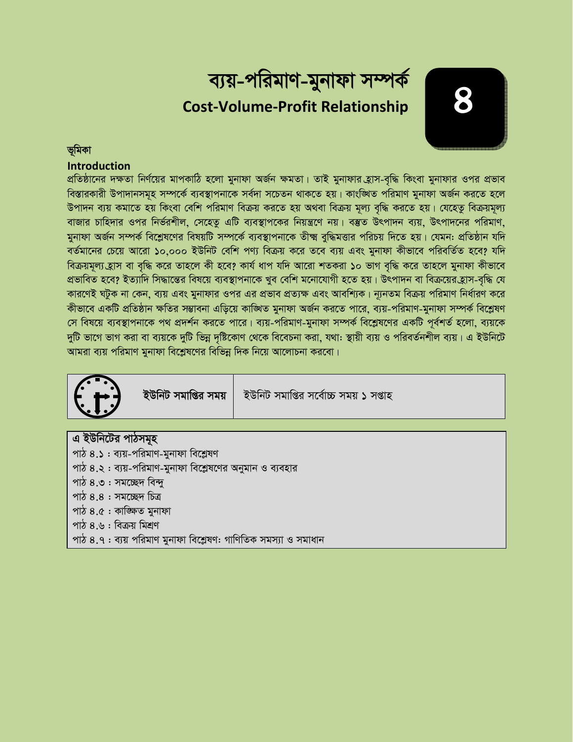# ব্যয়-পরিমাণ-মুনাফা সম্পর্ক

## Cost-Volume-Profit Relationship

**৪**

### ভূমিকা

### Introduction

প্রতিষ্ঠানের দক্ষতা নির্ণয়ের মাপকাঠি হলো মুনাফা অর্জন ক্ষমতা। তাই মুনাফার হ্রাস-বৃদ্ধি কিংবা মুনাফার ওপর প্রভাব বিস্তারকারী উপাদানসমূহ সম্পর্কে ব্যবস্থাপনাকে সর্বদা সচেতন থাকতে হয়। কাংঙ্খিত পরিমাণ মুনাফা অর্জন করতে হলে উপাদন ব্যয় কমাতে হয় কিংবা বেশি পরিমাণ বিক্রয় করতে হয় অথবা বিক্রয় মূল্য বৃদ্ধি করতে হয়। যেহেতু বিক্রয়মূল্য বাজার চাহিদার ওপর নির্ভরশীল, সেহেতু এটি ব্যবস্থাপকের নিয়ন্ত্রণে নয়। বস্তুত উৎপাদন ব্যয়, উৎপাদনের পরিমাণ, মুনাফা অর্জন সম্পর্ক বিশ্লেষণের বিষয়টি সম্পর্কে ব্যবস্থাপনাকে তীক্ষ্ণ বুদ্ধিমত্তার পরিচয় দিতে হয়। যেমন: প্রতিষ্ঠান যদি বর্তমানের চেয়ে আরো ১০,০০০ ইউনিট বেশি পণ্য বিক্রয় করে তবে ব্যয় এবং মুনাফা কীভাবে পরিবর্তিত হবে? যদি বিক্রয়মূল্য হ্রাস বা বৃদ্ধি করে তাহলে কী হবে? কার্য ধাপ যদি আরো শতকরা ১০ ভাগ বৃদ্ধি করে তাহলে মুনাফা কীভাবে প্রভাবিত হবে? ইত্যাদি সিদ্ধান্তের বিষয়ে ব্যবস্থাপনাকে খুব বেশি মনোযোগী হতে হয়। উৎপাদন বা বিক্রয়ের হ্রাস-বৃদ্ধি যে কারণেই ঘটুক না কেন, ব্যয় এবং মুনাফার ওপর এর প্রভাব প্রত্যক্ষ এবং আবশ্যিক। ন্যূনতম বিক্রয় পরিমাণ নির্ধারণ করে কীভাবে একটি প্রতিষ্ঠান ক্ষতির সম্ভাবনা এড়িয়ে কাঙ্খিত মুনাফা অর্জন করতে পারে, ব্যয়-পরিমাণ-মুনাফা সম্পর্ক বিশ্লেষণ সে বিষয়ে ব্যবস্থাপনাকে পথ প্রদর্শন করতে পারে। ব্যয়-পরিমাণ-মুনাফা সম্পর্ক বিশ্লেষণের একটি পূর্বশর্ত হলো, ব্যয়কে দুটি ভাগে ভাগ করা বা ব্যয়কে দুটি ভিন্ন দৃষ্টিকোণ থেকে বিবেচনা করা, যথা: স্থায়ী ব্যয় ও পরিবর্তনশীল ব্যয়। এ ইউনিটে আমরা ব্যয় পরিমাণ মুনাফা বিশ্লেষণের বিভিন্ন দিক নিয়ে আলোচনা করবো।

| **ইউনিট সমাপ্তির সময়** | ইউনিট সমাপ্তির সর্বোচ্চ সময় ১ সপ্তাহ |
|---|---|

**এ ইউনিটের পাঠসমূহ**

পাঠ ৪.১ : ব্যয়-পরিমাণ-মুনাফা বিশ্লেষণ
পাঠ ৪.২ : ব্যয়-পরিমাণ-মুনাফা বিশ্লেষণের অনুমান ও ব্যবহার
পাঠ ৪.৩ : সমচ্ছেদ বিন্দু
পাঠ ৪.৪ : সমচ্ছেদ চিত্র
পাঠ ৪.৫ : কাঙ্খিত মুনাফা
পাঠ ৪.৬ : বিক্রয় মিশ্রণ
পাঠ ৪.৭ : ব্যয় পরিমাণ মুনাফা বিশ্লেষণ: গাণিতিক সমস্যা ও সমাধান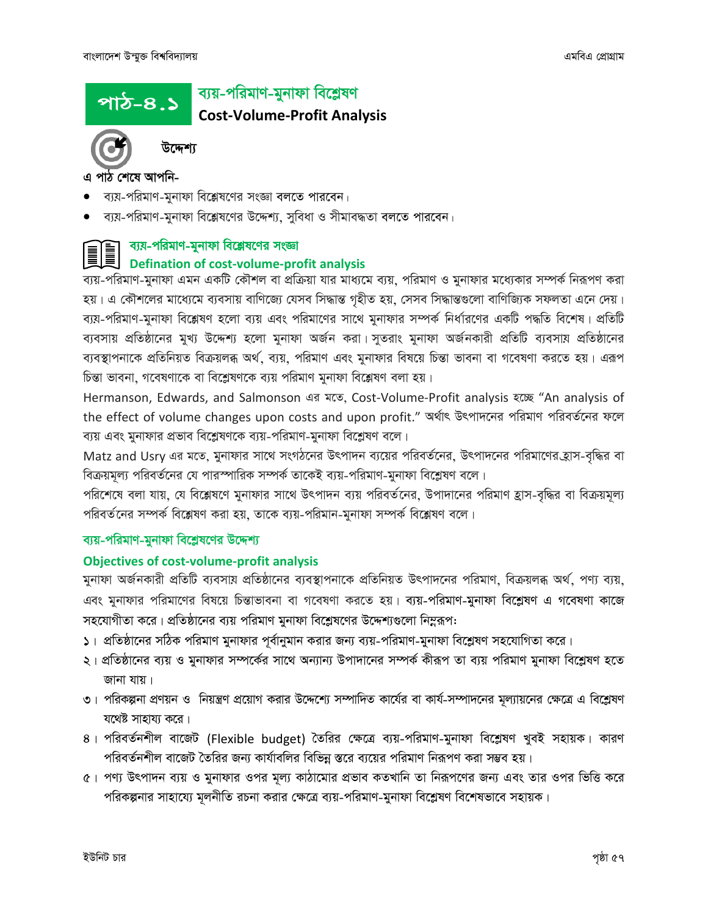## পাঠ-৪.১ ব্যয়-পরিমাণ-মুনাফা বিশ্লেষণ

### Cost-Volume-Profit Analysis

**উদ্দেশ্য**

**এ পাঠ শেষে আপনি-**

- ব্যয়-পরিমাণ-মুনাফা বিশ্লেষণের সংজ্ঞা বলতে পারবেন।
- ব্যয়-পরিমাণ-মুনাফা বিশ্লেষণের উদ্দেশ্য, সুবিধা ও সীমাবদ্ধতা বলতে পারবেন।

### ব্যয়-পরিমাণ-মুনাফা বিশ্লেষণের সংজ্ঞা

### Defination of cost-volume-profit analysis

ব্যয়-পরিমাণ-মুনাফা এমন একটি কৌশল বা প্রক্রিয়া যার মাধ্যমে ব্যয়, পরিমাণ ও মুনাফার মধ্যেকার সম্পর্ক নিরূপণ করা হয়। এ কৌশলের মাধ্যেমে ব্যবসায় বাণিজ্যে যেসব সিদ্ধান্ত গৃহীত হয়, সেসব সিদ্ধান্তগুলো বাণিজ্যিক সফলতা এনে দেয়। ব্যয়-পরিমাণ-মুনাফা বিশ্লেষণ হলো ব্যয় এবং পরিমাণের সাথে মুনাফার সম্পর্ক নির্ধারণের একটি পদ্ধতি বিশেষ। প্রতিটি ব্যবসায় প্রতিষ্ঠানের মুখ্য উদ্দেশ্য হলো মুনাফা অর্জন করা। সুতরাং মুনাফা অর্জনকারী প্রতিটি ব্যবসায় প্রতিষ্ঠানের ব্যবস্থাপনাকে প্রতিনিয়ত বিক্রয়লব্ধ অর্থ, ব্যয়, পরিমাণ এবং মুনাফার বিষয়ে চিন্তা ভাবনা বা গবেষণা করতে হয়। এরূপ চিন্তা ভাবনা, গবেষণাকে বা বিশ্লেষণকে ব্যয় পরিমাণ মুনাফা বিশ্লেষণ বলা হয়।

Hermanson, Edwards, and Salmonson এর মতে, Cost-Volume-Profit analysis হচ্ছে "An analysis of the effect of volume changes upon costs and upon profit." অর্থাৎ উৎপাদনের পরিমাণ পরিবর্তনের ফলে ব্যয় এবং মুনাফার প্রভাব বিশ্লেষণকে ব্যয়-পরিমাণ-মুনাফা বিশ্লেষণ বলে।

Matz and Usry এর মতে, মুনাফার সাথে সংগঠনের উৎপাদন ব্যয়ের পরিবর্তনের, উৎপাদনের পরিমাণের হ্রাস-বৃদ্ধির বা বিক্রয়মূল্য পরিবর্তনের যে পারস্পারিক সম্পর্ক তাকেই ব্যয়-পরিমাণ-মুনাফা বিশ্লেষণ বলে।

পরিশেষে বলা যায়, যে বিশ্লেষণে মুনাফার সাথে উৎপাদন ব্যয় পরিবর্তনের, উপাদানের পরিমাণ হ্রাস-বৃদ্ধির বা বিক্রয়মূল্য পরিবর্তনের সম্পর্ক বিশ্লেষণ করা হয়, তাকে ব্যয়-পরিমান-মুনাফা সম্পর্ক বিশ্লেষণ বলে।

### ব্যয়-পরিমাণ-মুনাফা বিশ্লেষণের উদ্দেশ্য

### Objectives of cost-volume-profit analysis

মুনাফা অর্জনকারী প্রতিটি ব্যবসায় প্রতিষ্ঠানের ব্যবস্থাপনাকে প্রতিনিয়ত উৎপাদনের পরিমাণ, বিক্রয়লব্ধ অর্থ, পণ্য ব্যয়, এবং মুনাফার পরিমাণের বিষয়ে চিন্তাভাবনা বা গবেষণা করতে হয়। ব্যয়-পরিমাণ-মুনাফা বিশ্লেষণ এ গবেষণা কাজে সহযোগীতা করে। প্রতিষ্ঠানের ব্যয় পরিমাণ মুনাফা বিশ্লেষণের উদ্দেশ্যগুলো নিম্নরূপঃ

১। প্রতিষ্ঠানের সঠিক পরিমাণ মুনাফার পূর্বানুমান করার জন্য ব্যয়-পরিমাণ-মুনাফা বিশ্লেষণ সহযোগিতা করে।

২। প্রতিষ্ঠানের ব্যয় ও মুনাফার সম্পর্কের সাথে অন্যান্য উপাদানের সম্পর্ক কীরূপ তা ব্যয় পরিমাণ মুনাফা বিশ্লেষণ হতে জানা যায়।

৩। পরিকল্পনা প্রণয়ন ও নিয়ন্ত্রণ প্রয়োগ করার উদ্দেশ্যে সম্পাদিত কার্যের বা কার্য-সম্পাদনের মূল্যায়নের ক্ষেত্রে এ বিশ্লেষণ যথেষ্ট সাহায্য করে।

৪। পরিবর্তনশীল বাজেট (Flexible budget) তৈরির ক্ষেত্রে ব্যয়-পরিমাণ-মুনাফা বিশ্লেষণ খুবই সহায়ক। কারণ পরিবর্তনশীল বাজেট তৈরির জন্য কার্যাবলির বিভিন্ন স্তরে ব্যয়ের পরিমাণ নিরূপণ করা সম্ভব হয়।

৫। পণ্য উৎপাদন ব্যয় ও মুনাফার ওপর মূল্য কাঠামোর প্রভাব কতখানি তা নিরূপণের জন্য এবং তার ওপর ভিত্তি করে পরিকল্পনার সাহায্যে মূলনীতি রচনা করার ক্ষেত্রে ব্যয়-পরিমাণ-মুনাফা বিশ্লেষণ বিশেষভাবে সহায়ক।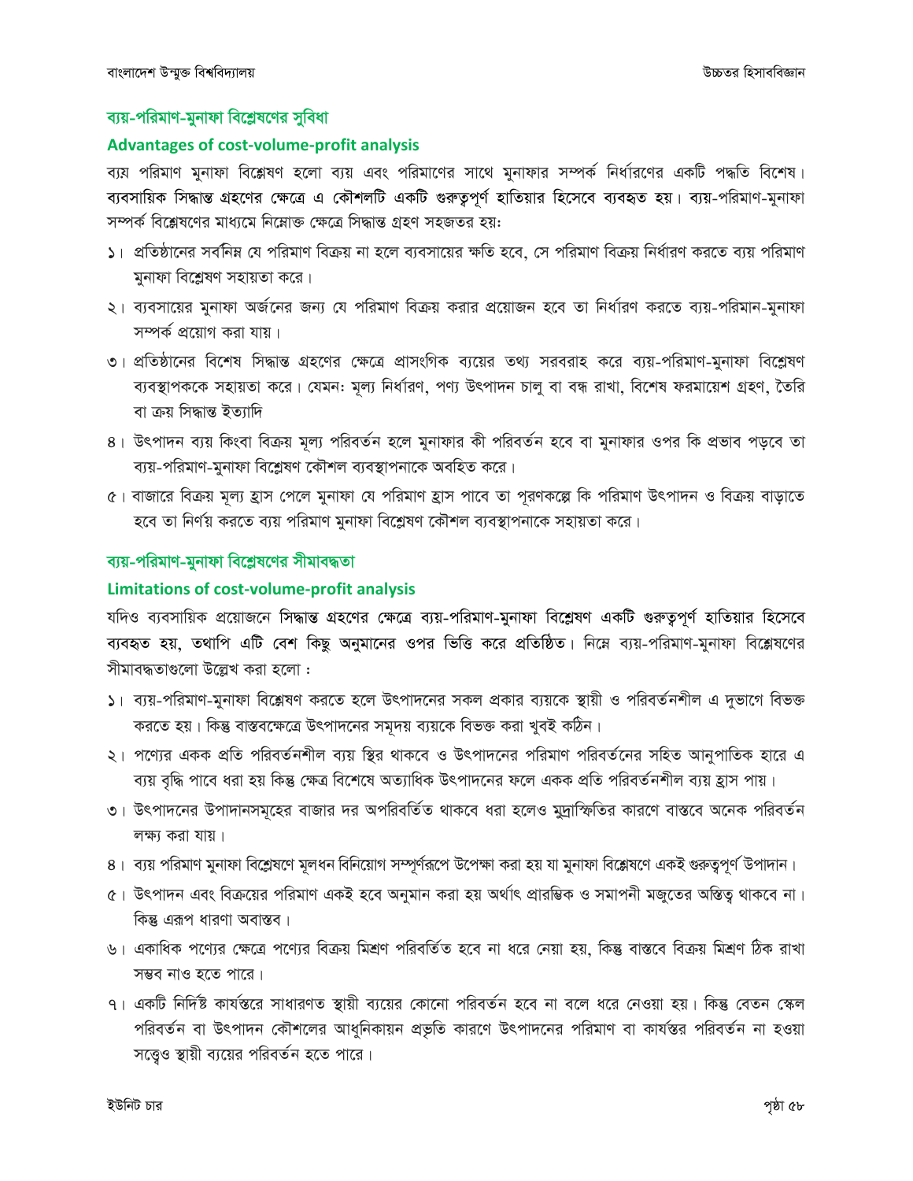## ব্যয়-পরিমাণ-মুনাফা বিশ্লেষণের সুবিধা

### Advantages of cost-volume-profit analysis

ব্যয় পরিমাণ মুনাফা বিশ্লেষণ হলো ব্যয় এবং পরিমাণের সাথে মুনাফার সম্পর্ক নির্ধারণের একটি পদ্ধতি বিশেষ। **ব্যবসায়িক সিদ্ধান্ত গ্রহণের ক্ষেত্রে এ কৌশলটি একটি গুরুত্বপূর্ণ হাতিয়ার হিসেবে ব্যবহৃত হয়।** ব্যয়-পরিমাণ-মুনাফা সম্পর্ক বিশ্লেষণের মাধ্যমে নিম্নোক্ত ক্ষেত্রে সিদ্ধান্ত গ্রহণ সহজতর হয়:

১। প্রতিষ্ঠানের সর্বনিম্ন যে পরিমাণ বিক্রয় না হলে ব্যবসায়ের ক্ষতি হবে, সে পরিমাণ বিক্রয় নির্ধারণ করতে ব্যয় পরিমাণ মুনাফা বিশ্লেষণ সহায়তা করে।

২। ব্যবসায়ের মুনাফা অর্জনের জন্য যে পরিমাণ বিক্রয় করার প্রয়োজন হবে তা নির্ধারণ করতে ব্যয়-পরিমান-মুনাফা সম্পর্ক প্রয়োগ করা যায়।

৩। প্রতিষ্ঠানের বিশেষ সিদ্ধান্ত গ্রহণের ক্ষেত্রে প্রাসংগিক ব্যয়ের তথ্য সরবরাহ করে ব্যয়-পরিমাণ-মুনাফা বিশ্লেষণ ব্যবস্থাপককে সহায়তা করে। যেমন: মূল্য নির্ধারণ, পণ্য উৎপাদন চালু বা বন্ধ রাখা, বিশেষ ফরমায়েশ গ্রহণ, তৈরি বা ক্রয় সিদ্ধান্ত ইত্যাদি

৪। উৎপাদন ব্যয় কিংবা বিক্রয় মূল্য পরিবর্তন হলে মুনাফার কী পরিবর্তন হবে বা মুনাফার ওপর কি প্রভাব পড়বে তা ব্যয়-পরিমাণ-মুনাফা বিশ্লেষণ কৌশল ব্যবস্থাপনাকে অবহিত করে।

৫। বাজারে বিক্রয় মূল্য হ্রাস পেলে মুনাফা যে পরিমাণ হ্রাস পাবে তা পূরণকল্পে কি পরিমাণ উৎপাদন ও বিক্রয় বাড়াতে হবে তা নির্ণয় করতে ব্যয় পরিমাণ মুনাফা বিশ্লেষণ কৌশল ব্যবস্থাপনাকে সহায়তা করে।

## ব্যয়-পরিমাণ-মুনাফা বিশ্লেষণের সীমাবদ্ধতা

### Limitations of cost-volume-profit analysis

যদিও ব্যবসায়িক প্রয়োজনে **সিদ্ধান্ত গ্রহণের ক্ষেত্রে ব্যয়-পরিমাণ-মুনাফা বিশ্লেষণ একটি গুরুত্বপূর্ণ হাতিয়ার হিসেবে ব্যবহৃত হয়, তথাপি এটি বেশ কিছু অনুমানের ওপর ভিত্তি করে প্রতিষ্ঠিত।** নিম্নে ব্যয়-পরিমাণ-মুনাফা বিশ্লেষণের সীমাবদ্ধতাগুলো উল্লেখ করা হলো :

১। ব্যয়-পরিমাণ-মুনাফা বিশ্লেষণ করতে হলে উৎপাদনের সকল প্রকার ব্যয়কে স্থায়ী ও পরিবর্তনশীল এ দুভাগে বিভক্ত করতে হয়। কিন্তু বাস্তবক্ষেত্রে উৎপাদনের সমূদয় ব্যয়কে বিভক্ত করা খুবই কঠিন।

২। পণ্যের একক প্রতি পরিবর্তনশীল ব্যয় স্থির থাকবে ও উৎপাদনের পরিমাণ পরিবর্তনের সহিত আনুপাতিক হারে এ ব্যয় বৃদ্ধি পাবে ধরা হয় কিন্তু ক্ষেত্র বিশেষে অত্যাধিক উৎপাদনের ফলে একক প্রতি পরিবর্তনশীল ব্যয় হ্রাস পায়।

৩। উৎপাদনের উপাদানসমূহের বাজার দর অপরিবর্তিত থাকবে ধরা হলেও মুদ্রাস্ফিতির কারণে বাস্তবে অনেক পরিবর্তন লক্ষ্য করা যায়।

৪। ব্যয় পরিমাণ মুনাফা বিশ্লেষণে মূলধন বিনিয়োগ সম্পূর্ণরূপে উপেক্ষা করা হয় যা মুনাফা বিশ্লেষণে একই গুরুত্বপূর্ণ উপাদান।

৫। উৎপাদন এবং বিক্রয়ের পরিমাণ একই হবে অনুমান করা হয় অর্থাৎ প্রারম্ভিক ও সমাপনী মজুতের অস্তিত্ব থাকবে না। কিন্তু এরূপ ধারণা অবাস্তব।

৬। একাধিক পণ্যের ক্ষেত্রে পণ্যের বিক্রয় মিশ্রণ পরিবর্তিত হবে না ধরে নেয়া হয়, কিন্তু বাস্তবে বিক্রয় মিশ্রণ ঠিক রাখা সম্ভব নাও হতে পারে।

৭। একটি নির্দিষ্ট কার্যস্তরে সাধারণত স্থায়ী ব্যয়ের কোনো পরিবর্তন হবে না বলে ধরে নেওয়া হয়। কিন্তু বেতন স্কেল পরিবর্তন বা উৎপাদন কৌশলের আধুনিকায়ন প্রভৃতি কারণে উৎপাদনের পরিমাণ বা কার্যস্তর পরিবর্তন না হওয়া সত্ত্বেও স্থায়ী ব্যয়ের পরিবর্তন হতে পারে।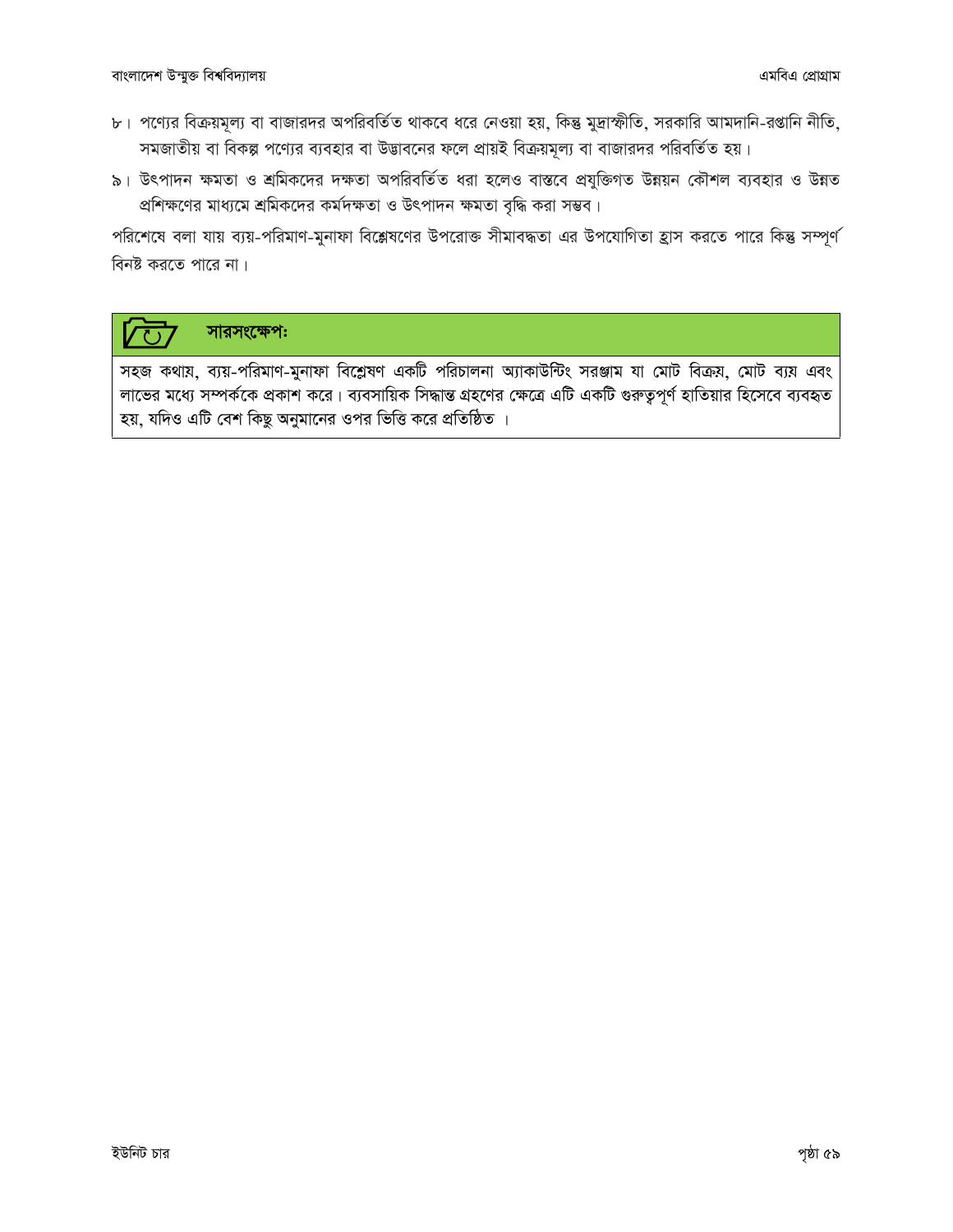৮। পণ্যের বিক্রয়মূল্য বা বাজারদর অপরিবর্তিত থাকবে ধরে নেওয়া হয়, কিন্তু মুদ্রাস্ফীতি, সরকারি আমদানি-রপ্তানি নীতি, সমজাতীয় বা বিকল্প পণ্যের ব্যবহার বা উদ্ভাবনের ফলে প্রায়ই বিক্রয়মূল্য বা বাজারদর পরিবর্তিত হয়।

৯। উৎপাদন ক্ষমতা ও শ্রমিকদের দক্ষতা অপরিবর্তিত ধরা হলেও বাস্তবে প্রযুক্তিগত উন্নয়ন কৌশল ব্যবহার ও উন্নত প্রশিক্ষণের মাধ্যমে শ্রমিকদের কর্মদক্ষতা ও উৎপাদন ক্ষমতা বৃদ্ধি করা সম্ভব।

পরিশেষে বলা যায় ব্যয়-পরিমাণ-মুনাফা বিশ্লেষণের উপরোক্ত সীমাবদ্ধতা এর উপযোগিতা হ্রাস করতে পারে কিন্তু সম্পূর্ণ বিনষ্ট করতে পারে না।

**সারসংক্ষেপঃ**

সহজ কথায়, ব্যয়-পরিমাণ-মুনাফা বিশ্লেষণ একটি পরিচালনা অ্যাকাউন্টিং সরঞ্জাম যা মোট বিক্রয়, মোট ব্যয় এবং লাভের মধ্যে সম্পর্ককে প্রকাশ করে। ব্যবসায়িক সিদ্ধান্ত গ্রহণের ক্ষেত্রে এটি একটি গুরুত্বপূর্ণ হাতিয়ার হিসেবে ব্যবহৃত হয়, যদিও এটি বেশ কিছু অনুমানের ওপর ভিত্তি করে প্রতিষ্ঠিত ।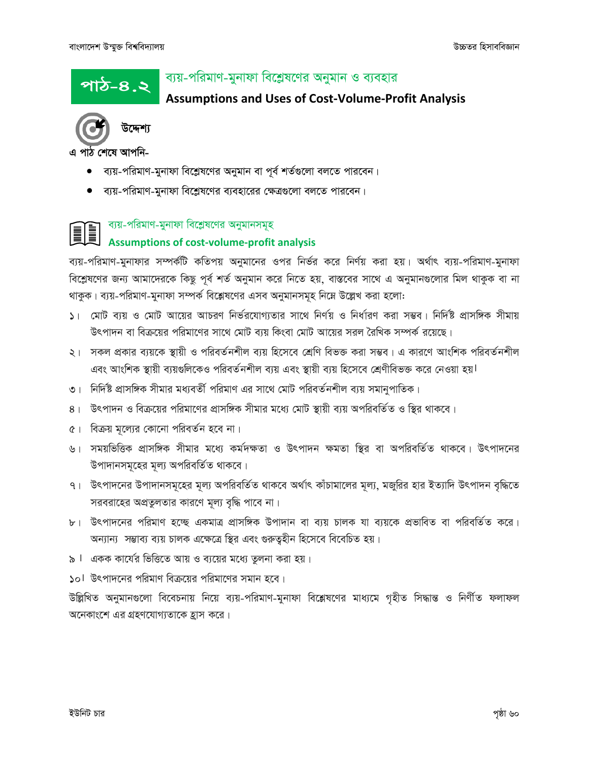# পাঠ-৪.২ ব্যয়-পরিমাণ-মুনাফা বিশ্লেষণের অনুমান ও ব্যবহার

## Assumptions and Uses of Cost-Volume-Profit Analysis

**উদ্দেশ্য**

**এ পাঠ শেষে আপনি-**

- ব্যয়-পরিমাণ-মুনাফা বিশ্লেষণের অনুমান বা পূর্ব শর্তগুলো বলতে পারবেন।
- ব্যয়-পরিমাণ-মুনাফা বিশ্লেষণের ব্যবহারের ক্ষেত্রগুলো বলতে পারবেন।

### ব্যয়-পরিমাণ-মুনাফা বিশ্লেষণের অনুমানসমূহ

### Assumptions of cost-volume-profit analysis

ব্যয়-পরিমাণ-মুনাফার সম্পর্কটি কতিপয় অনুমানের ওপর নির্ভর করে নির্ণয় করা হয়। অর্থাৎ ব্যয়-পরিমাণ-মুনাফা বিশ্লেষণের জন্য আমাদেরকে কিছু পূর্ব শর্ত অনুমান করে নিতে হয়, বাস্তবের সাথে এ অনুমানগুলোর মিল থাকুক বা না থাকুক। ব্যয়-পরিমাণ-মুনাফা সম্পর্ক বিশ্লেষণের এসব অনুমানসমূহ নিম্নে উল্লেখ করা হলো:

১। মোট ব্যয় ও মোট আয়ের আচরণ নির্ভরযোগ্যতার সাথে নির্ণয় ও নির্ধারণ করা সম্ভব। নির্দিষ্ট প্রাসঙ্গিক সীমায় উৎপাদন বা বিক্রয়ের পরিমাণের সাথে মোট ব্যয় কিংবা মোট আয়ের সরল রৈখিক সম্পর্ক রয়েছে।

২। সকল প্রকার ব্যয়কে স্থায়ী ও পরিবর্তনশীল ব্যয় হিসেবে শ্রেণি বিভক্ত করা সম্ভব। এ কারণে আংশিক পরিবর্তনশীল এবং আংশিক স্থায়ী ব্যয়গুলিকেও পরিবর্তনশীল ব্যয় এবং স্থায়ী ব্যয় হিসেবে শ্রেণীবিভক্ত করে নেওয়া হয়।

৩। নির্দিষ্ট প্রাসঙ্গিক সীমার মধ্যবর্তী পরিমাণ এর সাথে মোট পরিবর্তনশীল ব্যয় সমানুপাতিক।

৪। উৎপাদন ও বিক্রয়ের পরিমাণের প্রাসঙ্গিক সীমার মধ্যে মোট স্থায়ী ব্যয় অপরিবর্তিত ও স্থির থাকবে।

৫। বিক্রয় মূল্যের কোনো পরিবর্তন হবে না।

৬। সময়ভিত্তিক প্রাসঙ্গিক সীমার মধ্যে কর্মদক্ষতা ও উৎপাদন ক্ষমতা স্থির বা অপরিবর্তিত থাকবে। উৎপাদনের উপাদানসমূহের মূল্য অপরিবর্তিত থাকবে।

৭। উৎপাদনের উপাদানসমূহের মূল্য অপরিবর্তিত থাকবে অর্থাৎ কাঁচামালের মূল্য, মজুরির হার ইত্যাদি উৎপাদন বৃদ্ধিতে সরবরাহের অপ্রতুলতার কারণে মূল্য বৃদ্ধি পাবে না।

৮। উৎপাদনের পরিমাণ হচ্ছে একমাত্র প্রাসঙ্গিক উপাদান বা ব্যয় চালক যা ব্যয়কে প্রভাবিত বা পরিবর্তিত করে। অন্যান্য সম্ভাব্য ব্যয় চালক এক্ষেত্রে স্থির এবং গুরুত্বহীন হিসেবে বিবেচিত হয়।

৯। একক কার্যের ভিত্তিতে আয় ও ব্যয়ের মধ্যে তুলনা করা হয়।

১০। উৎপাদনের পরিমাণ বিক্রয়ের পরিমাণের সমান হবে।

উল্লিখিত অনুমানগুলো বিবেচনায় নিয়ে ব্যয়-পরিমাণ-মুনাফা বিশ্লেষণের মাধ্যমে গৃহীত সিদ্ধান্ত ও নির্ণীত ফলাফল অনেকাংশে এর গ্রহণযোগ্যতাকে হ্রাস করে।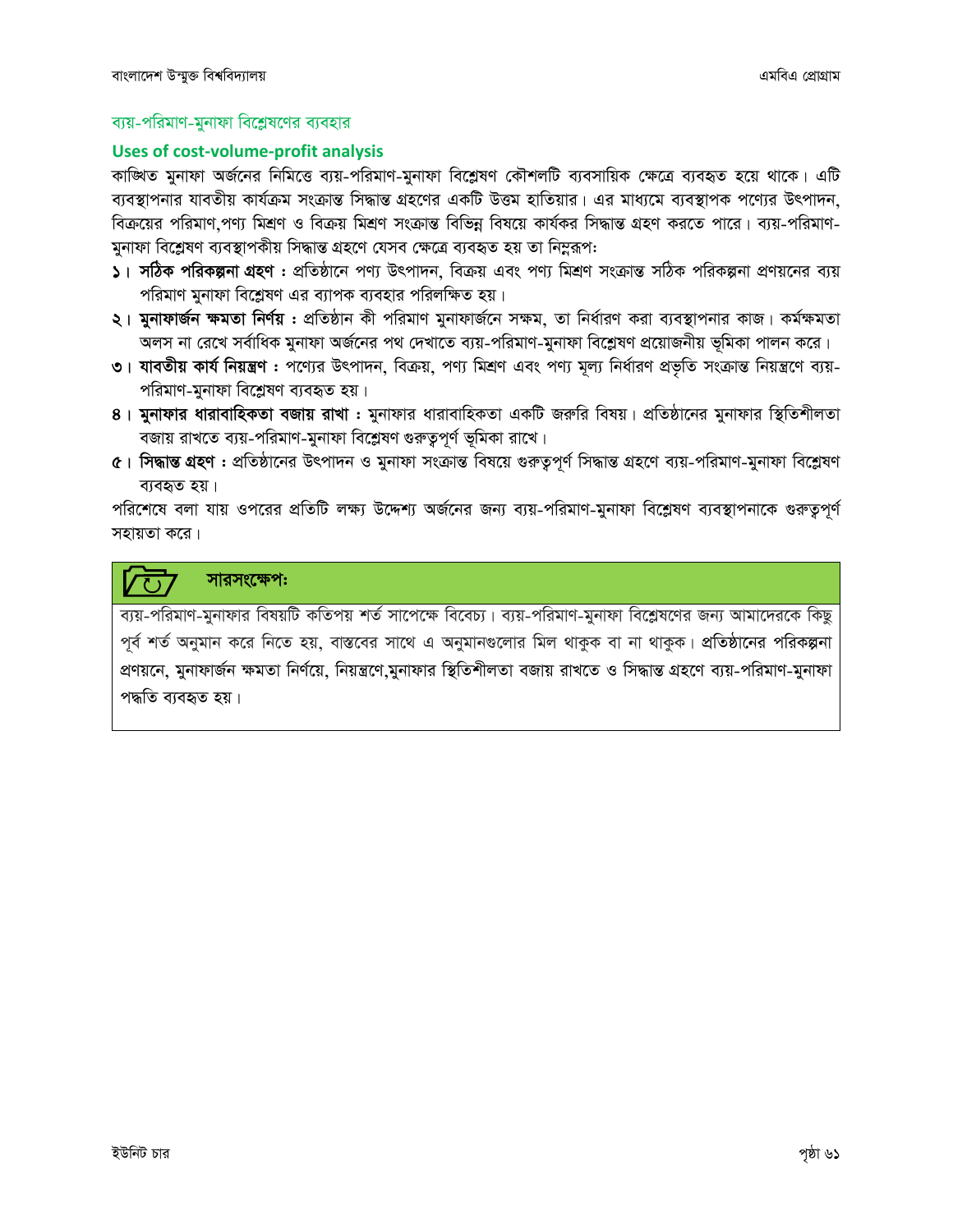### ব্যয়-পরিমাণ-মুনাফা বিশ্লেষণের ব্যবহার

### Uses of cost-volume-profit analysis

কাঙ্খিত মুনাফা অর্জনের নিমিত্তে ব্যয়-পরিমাণ-মুনাফা বিশ্লেষণ কৌশলটি ব্যবসায়িক ক্ষেত্রে ব্যবহৃত হয়ে থাকে। এটি ব্যবস্থাপনার যাবতীয় কার্যক্রম সংক্রান্ত সিদ্ধান্ত গ্রহণের একটি উত্তম হাতিয়ার। এর মাধ্যমে ব্যবস্থাপক পণ্যের উৎপাদন, বিক্রয়ের পরিমাণ,পণ্য মিশ্রণ ও বিক্রয় মিশ্রণ সংক্রান্ত বিভিন্ন বিষয়ে কার্যকর সিদ্ধান্ত গ্রহণ করতে পারে। ব্যয়-পরিমাণ-মুনাফা বিশ্লেষণ ব্যবস্থাপকীয় সিদ্ধান্ত গ্রহণে যেসব ক্ষেত্রে ব্যবহৃত হয় তা নিম্নরূপঃ

১। **সঠিক পরিকল্পনা গ্রহণ :** প্রতিষ্ঠানে পণ্য উৎপাদন, বিক্রয় এবং পণ্য মিশ্রণ সংক্রান্ত সঠিক পরিকল্পনা প্রণয়নের ব্যয় পরিমাণ মুনাফা বিশ্লেষণ এর ব্যাপক ব্যবহার পরিলক্ষিত হয়।

২। **মুনাফার্জন ক্ষমতা নির্ণয় :** প্রতিষ্ঠান কী পরিমাণ মুনাফার্জনে সক্ষম, তা নির্ধারণ করা ব্যবস্থাপনার কাজ। কর্মক্ষমতা অলস না রেখে সর্বাধিক মুনাফা অর্জনের পথ দেখাতে ব্যয়-পরিমাণ-মুনাফা বিশ্লেষণ প্রয়োজনীয় ভূমিকা পালন করে।

৩। **যাবতীয় কার্য নিয়ন্ত্রণ :** পণ্যের উৎপাদন, বিক্রয়, পণ্য মিশ্রণ এবং পণ্য মূল্য নির্ধারণ প্রভৃতি সংক্রান্ত নিয়ন্ত্রণে ব্যয়-পরিমাণ-মুনাফা বিশ্লেষণ ব্যবহৃত হয়।

৪। **মুনাফার ধারাবাহিকতা বজায় রাখা :** মুনাফার ধারাবাহিকতা একটি জরুরি বিষয়। প্রতিষ্ঠানের মুনাফার স্থিতিশীলতা বজায় রাখতে ব্যয়-পরিমাণ-মুনাফা বিশ্লেষণ গুরুত্বপূর্ণ ভূমিকা রাখে।

৫। **সিদ্ধান্ত গ্রহণ :** প্রতিষ্ঠানের উৎপাদন ও মুনাফা সংক্রান্ত বিষয়ে গুরুত্বপূর্ণ সিদ্ধান্ত গ্রহণে ব্যয়-পরিমাণ-মুনাফা বিশ্লেষণ ব্যবহৃত হয়।

পরিশেষে বলা যায় ওপরের প্রতিটি লক্ষ্য উদ্দেশ্য অর্জনের জন্য ব্যয়-পরিমাণ-মুনাফা বিশ্লেষণ ব্যবস্থাপনাকে গুরুত্বপূর্ণ সহায়তা করে।

**সারসংক্ষেপঃ**

ব্যয়-পরিমাণ-মুনাফার বিষয়টি কতিপয় শর্ত সাপেক্ষে বিবেচ্য। ব্যয়-পরিমাণ-মুনাফা বিশ্লেষণের জন্য আমাদেরকে কিছু পূর্ব শর্ত অনুমান করে নিতে হয়, বাস্তবের সাথে এ অনুমানগুলোর মিল থাকুক বা না থাকুক। প্রতিষ্ঠানের পরিকল্পনা প্রণয়নে, মুনাফার্জন ক্ষমতা নির্ণয়ে, নিয়ন্ত্রণে,মুনাফার স্থিতিশীলতা বজায় রাখতে ও সিদ্ধান্ত গ্রহণে ব্যয়-পরিমাণ-মুনাফা পদ্ধতি ব্যবহৃত হয়।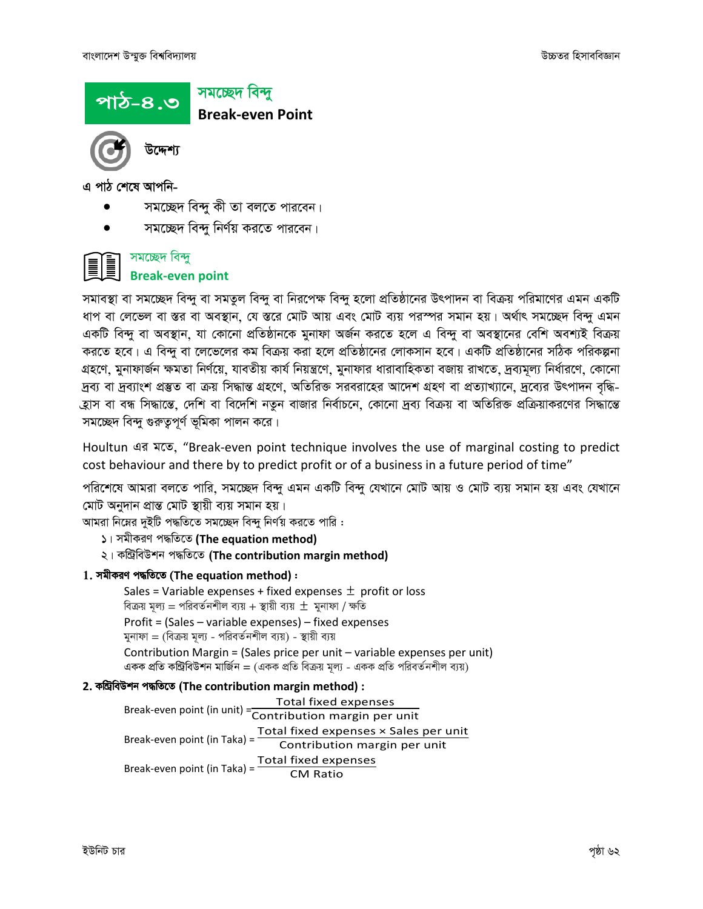# পাঠ-৪.৩ সমচ্ছেদ বিন্দু
## Break-even Point

### উদ্দেশ্য

এ পাঠ শেষে আপনি-

- সমচ্ছেদ বিন্দু কী তা বলতে পারবেন।
- সমচ্ছেদ বিন্দু নির্ণয় করতে পারবেন।

### সমচ্ছেদ বিন্দু
### Break-even point

সমাবস্থা বা সমচ্ছেদ বিন্দু বা সমতুল বিন্দু বা নিরপেক্ষ বিন্দু হলো প্রতিষ্ঠানের উৎপাদন বা বিক্রয় পরিমাণের এমন একটি ধাপ বা লেভেল বা স্তর বা অবস্থান, যে স্তরে মোট আয় এবং মোট ব্যয় পরস্পর সমান হয়। অর্থাৎ সমচ্ছেদ বিন্দু এমন একটি বিন্দু বা অবস্থান, যা কোনো প্রতিষ্ঠানকে মুনাফা অর্জন করতে হলে এ বিন্দু বা অবস্থানের বেশি অবশ্যই বিক্রয় করতে হবে। এ বিন্দু বা লেভেলের কম বিক্রয় করা হলে প্রতিষ্ঠানের লোকসান হবে। একটি প্রতিষ্ঠানের সঠিক পরিকল্পনা গ্রহণে, মুনাফার্জন ক্ষমতা নির্ণয়ে, যাবতীয় কার্য নিয়ন্ত্রণে, মুনাফার ধারাবাহিকতা বজায় রাখতে, দ্রব্যমূল্য নির্ধারণে, কোনো দ্রব্য বা দ্রব্যাংশ প্রস্তুত বা ক্রয় সিদ্ধান্ত গ্রহণে, অতিরিক্ত সরবরাহের আদেশ গ্রহণ বা প্রত্যাখ্যানে, দ্রব্যের উৎপাদন বৃদ্ধি-হ্রাস বা বন্ধ সিদ্ধান্তে, দেশি বা বিদেশি নতুন বাজার নির্বাচনে, কোনো দ্রব্য বিক্রয় বা অতিরিক্ত প্রক্রিয়াকরণের সিদ্ধান্তে সমচ্ছেদ বিন্দু গুরুত্বপূর্ণ ভূমিকা পালন করে।

Houltun এর মতে, "Break-even point technique involves the use of marginal costing to predict cost behaviour and there by to predict profit or of a business in a future period of time"

পরিশেষে আমরা বলতে পারি, সমচ্ছেদ বিন্দু এমন একটি বিন্দু যেখানে মোট আয় ও মোট ব্যয় সমান হয় এবং যেখানে মোট অনুদান প্রান্ত মোট স্থায়ী ব্যয় সমান হয়।

আমরা নিম্নের দুইটি পদ্ধতিতে সমচ্ছেদ বিন্দু নির্ণয় করতে পারি :

১। সমীকরণ পদ্ধতিতে **(The equation method)**

২। কন্ট্রিবিউশন পদ্ধতিতে **(The contribution margin method)**

**1. সমীকরণ পদ্ধতিতে (The equation method) :**

Sales = Variable expenses + fixed expenses ± profit or loss

বিক্রয় মূল্য = পরিবর্তনশীল ব্যয় + স্থায়ী ব্যয় ± মুনাফা / ক্ষতি

Profit = (Sales – variable expenses) – fixed expenses

মুনাফা = (বিক্রয় মূল্য - পরিবর্তনশীল ব্যয়) - স্থায়ী ব্যয়

Contribution Margin = (Sales price per unit – variable expenses per unit)

একক প্রতি কন্ট্রিবিউশন মার্জিন = (একক প্রতি বিক্রয় মূল্য - একক প্রতি পরিবর্তনশীল ব্যয়)

**2. কন্ট্রিবিউশন পদ্ধতিতে (The contribution margin method) :**

$$\text{Break-even point (in unit)} = \frac{\text{Total fixed expenses}}{\text{Contribution margin per unit}}$$

$$\text{Break-even point (in Taka)} = \frac{\text{Total fixed expenses} \times \text{Sales per unit}}{\text{Contribution margin per unit}}$$

$$\text{Break-even point (in Taka)} = \frac{\text{Total fixed expenses}}{\text{CM Ratio}}$$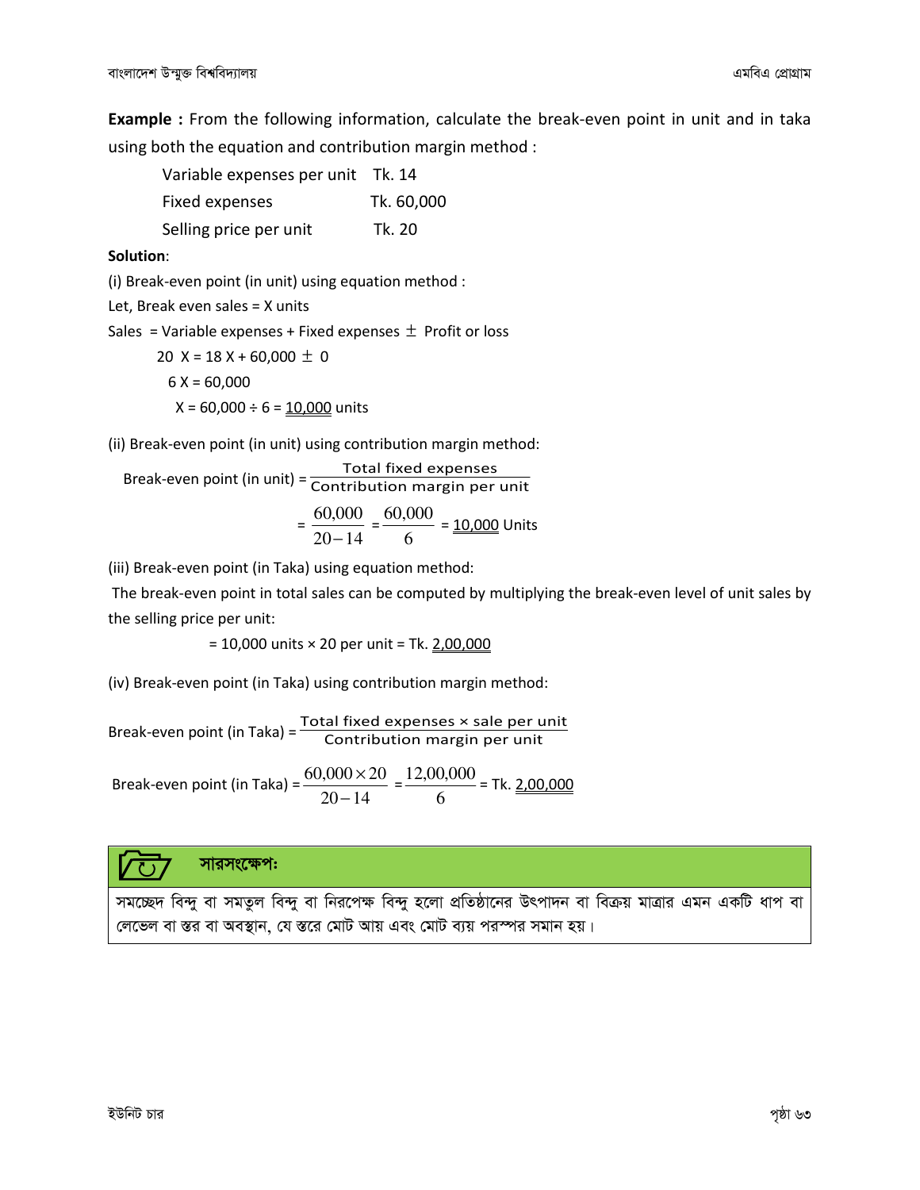**Example :** From the following information, calculate the break-even point in unit and in taka using both the equation and contribution margin method :

| | |
|---|---|
| Variable expenses per unit | Tk. 14 |
| Fixed expenses | Tk. 60,000 |
| Selling price per unit | Tk. 20 |

**Solution**:

(i) Break-even point (in unit) using equation method :

Let, Break even sales = X units

Sales = Variable expenses + Fixed expenses $\pm$ Profit or loss

$$20X = 18X + 60{,}000 \pm 0$$

$$6X = 60{,}000$$

$$X = 60{,}000 \div 6 = \underline{10{,}000} \text{ units}$$

(ii) Break-even point (in unit) using contribution margin method:

$$\text{Break-even point (in unit)} = \frac{\text{Total fixed expenses}}{\text{Contribution margin per unit}}$$

$$= \frac{60{,}000}{20-14} = \frac{60{,}000}{6} = \underline{10{,}000} \text{ Units}$$

(iii) Break-even point (in Taka) using equation method:

The break-even point in total sales can be computed by multiplying the break-even level of unit sales by the selling price per unit:

$$= 10{,}000 \text{ units} \times 20 \text{ per unit} = \text{Tk. } \underline{\underline{2{,}00{,}000}}$$

(iv) Break-even point (in Taka) using contribution margin method:

$$\text{Break-even point (in Taka)} = \frac{\text{Total fixed expenses} \times \text{sale per unit}}{\text{Contribution margin per unit}}$$

$$\text{Break-even point (in Taka)} = \frac{60{,}000 \times 20}{20-14} = \frac{12{,}00{,}000}{6} = \text{Tk. } \underline{\underline{2{,}00{,}000}}$$

**সারসংক্ষেপঃ**

সমচ্ছেদ বিন্দু বা সমতুল বিন্দু বা নিরপেক্ষ বিন্দু হলো প্রতিষ্ঠানের উৎপাদন বা বিক্রয় মাত্রার এমন একটি ধাপ বা লেভেল বা স্তর বা অবস্থান, যে স্তরে মোট আয় এবং মোট ব্যয় পরস্পর সমান হয়।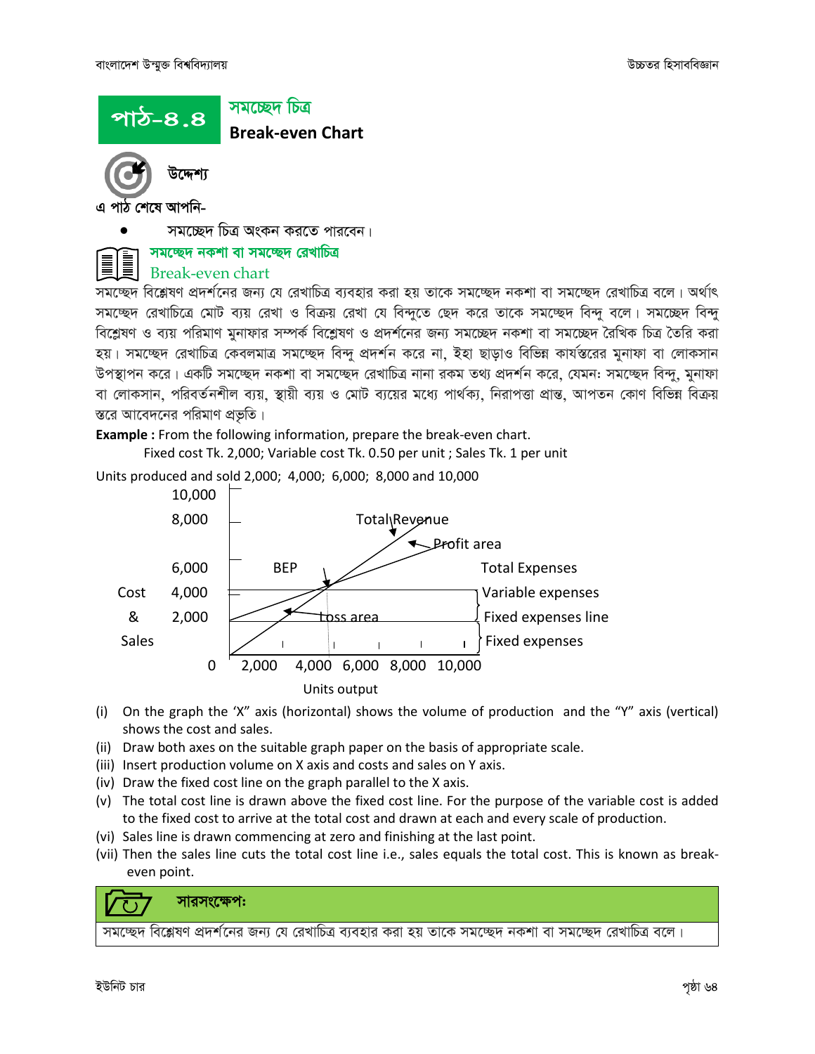## পাঠ-৪.৪ সমচ্ছেদ চিত্র
### Break-even Chart

**উদ্দেশ্য**

**এ পাঠ শেষে আপনি-**

- সমচ্ছেদ চিত্র অংকন করতে পারবেন।

### সমচ্ছেদ নকশা বা সমচ্ছেদ রেখাচিত্র
Break-even chart

সমচ্ছেদ বিশ্লেষণ প্রদর্শনের জন্য যে রেখাচিত্র ব্যবহার করা হয় তাকে সমচ্ছেদ নকশা বা সমচ্ছেদ রেখাচিত্র বলে। অর্থাৎ সমচ্ছেদ রেখাচিত্রে মোট ব্যয় রেখা ও বিক্রয় রেখা যে বিন্দুতে ছেদ করে তাকে সমচ্ছেদ বিন্দু বলে। সমচ্ছেদ বিন্দু বিশ্লেষণ ও ব্যয় পরিমাণ মুনাফার সম্পর্ক বিশ্লেষণ ও প্রদর্শনের জন্য সমচ্ছেদ নকশা বা সমচ্ছেদ রৈখিক চিত্র তৈরি করা হয়। সমচ্ছেদ রেখাচিত্র কেবলমাত্র সমচ্ছেদ বিন্দু প্রদর্শন করে না, ইহা ছাড়াও বিভিন্ন কার্যস্তরের মুনাফা বা লোকসান উপস্থাপন করে। একটি সমচ্ছেদ নকশা বা সমচ্ছেদ রেখাচিত্র নানা রকম তথ্য প্রদর্শন করে, যেমন: সমচ্ছেদ বিন্দু, মুনাফা বা লোকসান, পরিবর্তনশীল ব্যয়, স্থায়ী ব্যয় ও মোট ব্যয়ের মধ্যে পার্থক্য, নিরাপত্তা প্রান্ত, আপতন কোণ বিভিন্ন বিক্রয় স্তরে আবেদনের পরিমাণ প্রভৃতি।

**Example :** From the following information, prepare the break-even chart.

Fixed cost Tk. 2,000; Variable cost Tk. 0.50 per unit ; Sales Tk. 1 per unit

Units produced and sold 2,000; 4,000; 6,000; 8,000 and 10,000

(i) On the graph the 'X" axis (horizontal) shows the volume of production and the "Y" axis (vertical) shows the cost and sales.

(ii) Draw both axes on the suitable graph paper on the basis of appropriate scale.

(iii) Insert production volume on X axis and costs and sales on Y axis.

(iv) Draw the fixed cost line on the graph parallel to the X axis.

(v) The total cost line is drawn above the fixed cost line. For the purpose of the variable cost is added to the fixed cost to arrive at the total cost and drawn at each and every scale of production.

(vi) Sales line is drawn commencing at zero and finishing at the last point.

(vii) Then the sales line cuts the total cost line i.e., sales equals the total cost. This is known as break-even point.

**সারসংক্ষেপ:**

সমচ্ছেদ বিশ্লেষণ প্রদর্শনের জন্য যে রেখাচিত্র ব্যবহার করা হয় তাকে সমচ্ছেদ নকশা বা সমচ্ছেদ রেখাচিত্র বলে।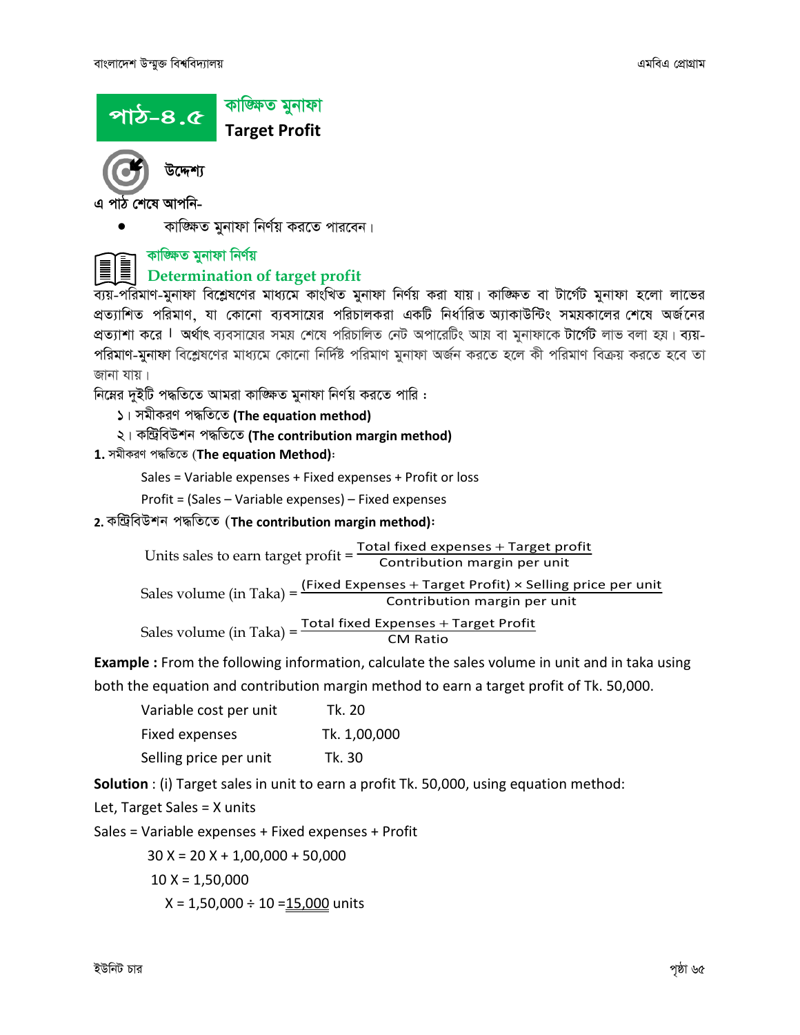## পাঠ-৪.৫ কাঙ্ক্ষিত মুনাফা
**Target Profit**

**উদ্দেশ্য**

এ পাঠ শেষে আপনি-

- কাঙ্ক্ষিত মুনাফা নির্ণয় করতে পারবেন।

### কাঙ্ক্ষিত মুনাফা নির্ণয়
### Determination of target profit

ব্যয়-পরিমাণ-মুনাফা বিশ্লেষণের মাধ্যমে কাংখিত মুনাফা নির্ণয় করা যায়। কাঙ্ক্ষিত বা টার্গেট মুনাফা হলো লাভের প্রত্যাশিত পরিমাণ, যা কোনো ব্যবসায়ের পরিচালকরা একটি নির্ধারিত অ্যাকাউন্টিং সময়কালের শেষে অর্জনের প্রত্যাশা করে। অর্থাৎ ব্যবসায়ের সময় শেষে পরিচালিত নেট অপারেটিং আয় বা মুনাফাকে টার্গেট লাভ বলা হয়। ব্যয়-পরিমাণ-মুনাফা বিশ্লেষণের মাধ্যমে কোনো নির্দিষ্ট পরিমাণ মুনাফা অর্জন করতে হলে কী পরিমাণ বিক্রয় করতে হবে তা জানা যায়।

নিম্নের দুইটি পদ্ধতিতে আমরা কাঙ্ক্ষিত মুনাফা নির্ণয় করতে পারি :

১। সমীকরণ পদ্ধতিতে **(The equation method)**
২। কন্ট্রিবিউশন পদ্ধতিতে **(The contribution margin method)**

**1.** সমীকরণ পদ্ধতিতে (**The equation Method**):

Sales = Variable expenses + Fixed expenses + Profit or loss

Profit = (Sales – Variable expenses) – Fixed expenses

**2.** কন্ট্রিবিউশন পদ্ধতিতে (**The contribution margin method**):

$$\text{Units sales to earn target profit} = \frac{\text{Total fixed expenses + Target profit}}{\text{Contribution margin per unit}}$$

$$\text{Sales volume (in Taka)} = \frac{\text{(Fixed Expenses + Target Profit)} \times \text{Selling price per unit}}{\text{Contribution margin per unit}}$$

$$\text{Sales volume (in Taka)} = \frac{\text{Total fixed Expenses + Target Profit}}{\text{CM Ratio}}$$

**Example :** From the following information, calculate the sales volume in unit and in taka using both the equation and contribution margin method to earn a target profit of Tk. 50,000.

| | |
|---|---|
| Variable cost per unit | Tk. 20 |
| Fixed expenses | Tk. 1,00,000 |
| Selling price per unit | Tk. 30 |

**Solution** : (i) Target sales in unit to earn a profit Tk. 50,000, using equation method:

Let, Target Sales = X units

Sales = Variable expenses + Fixed expenses + Profit

30 X = 20 X + 1,00,000 + 50,000

10 X = 1,50,000

X = 1,50,000 ÷ 10 = 15,000 units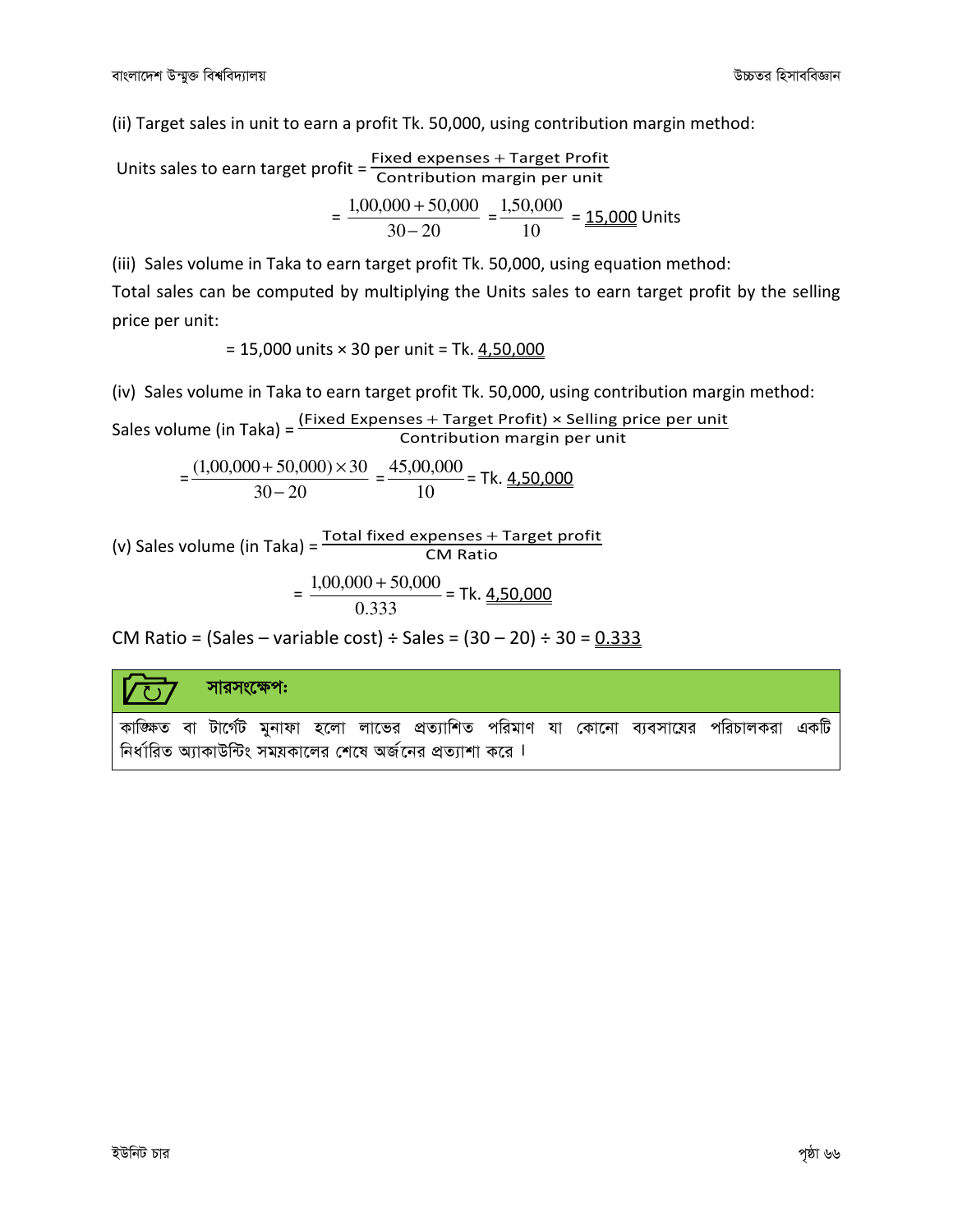(ii) Target sales in unit to earn a profit Tk. 50,000, using contribution margin method:

$$\text{Units sales to earn target profit} = \frac{\text{Fixed expenses} + \text{Target Profit}}{\text{Contribution margin per unit}}$$

$$= \frac{1,00,000 + 50,000}{30 - 20} = \frac{1,50,000}{10} = \underline{15,000} \text{ Units}$$

(iii) Sales volume in Taka to earn target profit Tk. 50,000, using equation method:

Total sales can be computed by multiplying the Units sales to earn target profit by the selling price per unit:

$$= 15,000 \text{ units} \times 30 \text{ per unit} = \text{Tk. } \underline{4,50,000}$$

(iv) Sales volume in Taka to earn target profit Tk. 50,000, using contribution margin method:

$$\text{Sales volume (in Taka)} = \frac{(\text{Fixed Expenses} + \text{Target Profit}) \times \text{Selling price per unit}}{\text{Contribution margin per unit}}$$

$$= \frac{(1,00,000 + 50,000) \times 30}{30 - 20} = \frac{45,00,000}{10} = \text{Tk. } \underline{\underline{4,50,000}}$$

$$\text{(v) Sales volume (in Taka)} = \frac{\text{Total fixed expenses} + \text{Target profit}}{\text{CM Ratio}}$$

$$= \frac{1,00,000 + 50,000}{0.333} = \text{Tk. } \underline{\underline{4,50,000}}$$

CM Ratio = (Sales – variable cost) ÷ Sales = (30 – 20) ÷ 30 = $\underline{0.333}$

**সারসংক্ষেপ:**

কাঙ্ক্ষিত বা টার্গেট মুনাফা হলো লাভের প্রত্যাশিত পরিমাণ যা কোনো ব্যবসায়ের পরিচালকরা একটি নির্ধারিত অ্যাকাউন্টিং সময়কালের শেষে অর্জনের প্রত্যাশা করে ।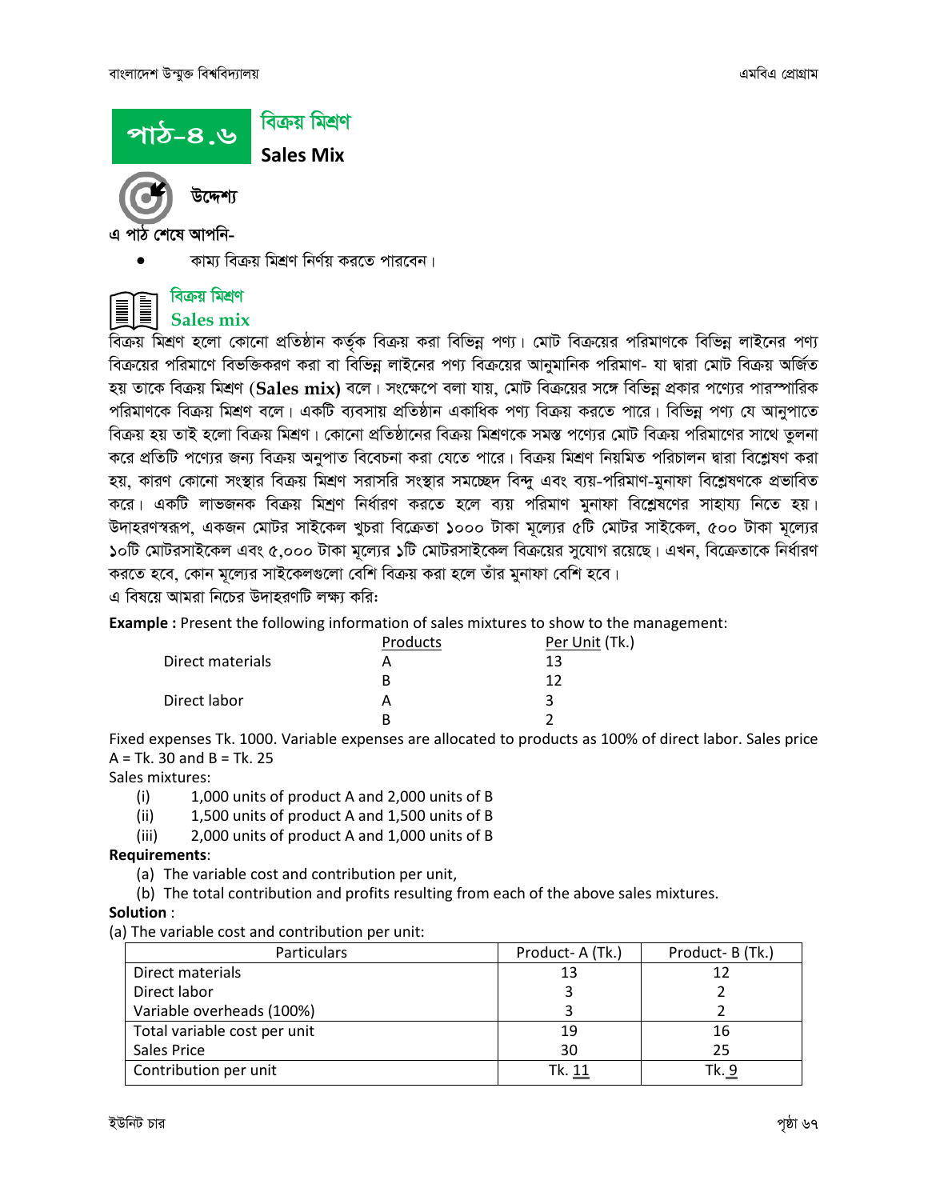# পাঠ-৪.৬ বিক্রয় মিশ্রণ
## Sales Mix

**উদ্দেশ্য**

**এ পাঠ শেষে আপনি-**

- কাম্য বিক্রয় মিশ্রণ নির্ণয় করতে পারবেন।

### বিক্রয় মিশ্রণ
### Sales mix

বিক্রয় মিশ্রণ হলো কোনো প্রতিষ্ঠান কর্তৃক বিক্রয় করা বিভিন্ন পণ্য। মোট বিক্রয়ের পরিমাণকে বিভিন্ন লাইনের পণ্য বিক্রয়ের পরিমাণে বিভক্তিকরণ করা বা বিভিন্ন লাইনের পণ্য বিক্রয়ের আনুমানিক পরিমাণ- যা দ্বারা মোট বিক্রয় অর্জিত হয় তাকে বিক্রয় মিশ্রণ (**Sales mix**) বলে। সংক্ষেপে বলা যায়, মোট বিক্রয়ের সঙ্গে বিভিন্ন প্রকার পণ্যের পারস্পারিক পরিমাণকে বিক্রয় মিশ্রণ বলে। একটি ব্যবসায় প্রতিষ্ঠান একাধিক পণ্য বিক্রয় করতে পারে। বিভিন্ন পণ্য যে আনুপাতে বিক্রয় হয় তাই হলো বিক্রয় মিশ্রণ। কোনো প্রতিষ্ঠানের বিক্রয় মিশ্রণকে সমস্ত পণ্যের মোট বিক্রয় পরিমাণের সাথে তুলনা করে প্রতিটি পণ্যের জন্য বিক্রয় অনুপাত বিবেচনা করা যেতে পারে। বিক্রয় মিশ্রণ নিয়মিত পরিচালন দ্বারা বিশ্লেষণ করা হয়, কারণ কোনো সংস্থার বিক্রয় মিশ্রণ সরাসরি সংস্থার সমচ্ছেদ বিন্দু এবং ব্যয়-পরিমাণ-মুনাফা বিশ্লেষণকে প্রভাবিত করে। একটি লাভজনক বিক্রয় মিশ্রণ নির্ধারণ করতে হলে ব্যয় পরিমাণ মুনাফা বিশ্লেষণের সাহায্য নিতে হয়। উদাহরণস্বরূপ, একজন মোটর সাইকেল খুচরা বিক্রেতা ১০০০ টাকা মূল্যের ৫টি মোটর সাইকেল, ৫০০ টাকা মূল্যের ১০টি মোটরসাইকেল এবং ৫,০০০ টাকা মূল্যের ১টি মোটরসাইকেল বিক্রয়ের সুযোগ রয়েছে। এখন, বিক্রেতাকে নির্ধারণ করতে হবে, কোন মূল্যের সাইকেলগুলো বেশি বিক্রয় করা হলে তাঁর মুনাফা বেশি হবে।

এ বিষয়ে আমরা নিচের উদাহরণটি লক্ষ্য করি:

**Example :** Present the following information of sales mixtures to show to the management:

| | Products | Per Unit (Tk.) |
|---|---|---|
| Direct materials | A | 13 |
| | B | 12 |
| Direct labor | A | 3 |
| | B | 2 |

Fixed expenses Tk. 1000. Variable expenses are allocated to products as 100% of direct labor. Sales price A = Tk. 30 and B = Tk. 25

Sales mixtures:

(i) 1,000 units of product A and 2,000 units of B

(ii) 1,500 units of product A and 1,500 units of B

(iii) 2,000 units of product A and 1,000 units of B

**Requirements**:

(a) The variable cost and contribution per unit,

(b) The total contribution and profits resulting from each of the above sales mixtures.

**Solution** :

(a) The variable cost and contribution per unit:

| Particulars | Product- A (Tk.) | Product- B (Tk.) |
|---|---|---|
| Direct materials | 13 | 12 |
| Direct labor | 3 | 2 |
| Variable overheads (100%) | 3 | 2 |
| Total variable cost per unit | 19 | 16 |
| Sales Price | 30 | 25 |
| Contribution per unit | Tk. 11 | Tk. 9 |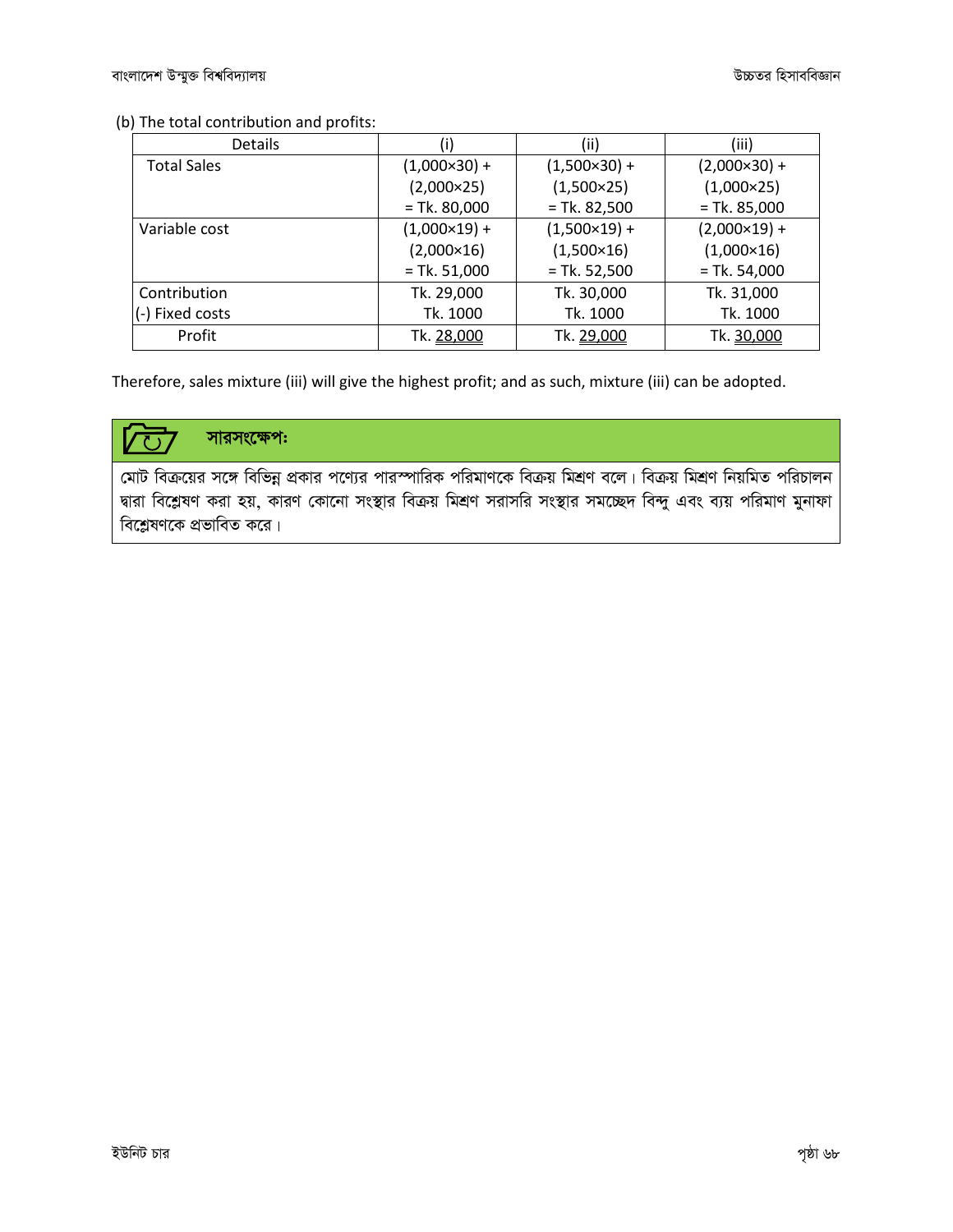(b) The total contribution and profits:

| Details | (i) | (ii) | (iii) |
|---|---|---|---|
| Total Sales | (1,000×30) + (2,000×25) = Tk. 80,000 | (1,500×30) + (1,500×25) = Tk. 82,500 | (2,000×30) + (1,000×25) = Tk. 85,000 |
| Variable cost | (1,000×19) + (2,000×16) = Tk. 51,000 | (1,500×19) + (1,500×16) = Tk. 52,500 | (2,000×19) + (1,000×16) = Tk. 54,000 |
| Contribution | Tk. 29,000 | Tk. 30,000 | Tk. 31,000 |
| (-) Fixed costs | Tk. 1000 | Tk. 1000 | Tk. 1000 |
| Profit | Tk. 28,000 | Tk. 29,000 | Tk. 30,000 |

Therefore, sales mixture (iii) will give the highest profit; and as such, mixture (iii) can be adopted.

**সারসংক্ষেপঃ**

মোট বিক্রয়ের সঙ্গে বিভিন্ন প্রকার পণ্যের পারস্পারিক পরিমাণকে বিক্রয় মিশ্রণ বলে। বিক্রয় মিশ্রণ নিয়মিত পরিচালন দ্বারা বিশ্লেষণ করা হয়, কারণ কোনো সংস্থার বিক্রয় মিশ্রণ সরাসরি সংস্থার সমচ্ছেদ বিন্দু এবং ব্যয় পরিমাণ মুনাফা বিশ্লেষণকে প্রভাবিত করে।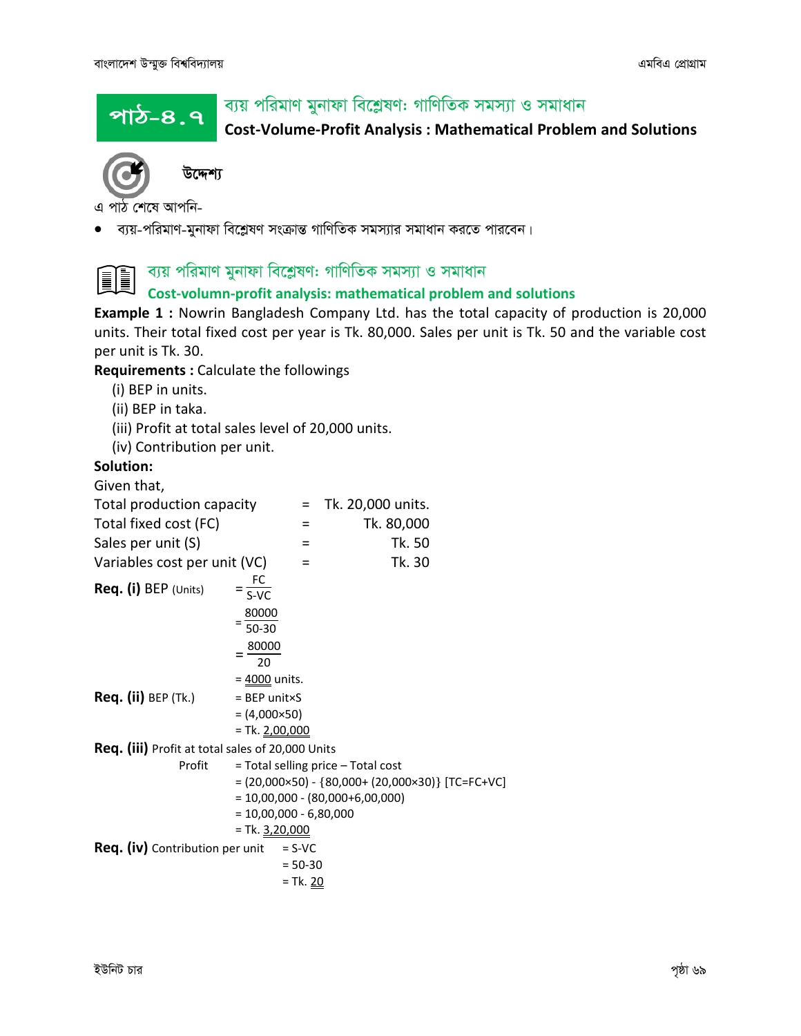# পাঠ-৪.৭ ব্যয় পরিমাণ মুনাফা বিশ্লেষণ: গাণিতিক সমস্যা ও সমাধান

**Cost-Volume-Profit Analysis : Mathematical Problem and Solutions**

**উদ্দেশ্য**

এ পাঠ শেষে আপনি-

- ব্যয়-পরিমাণ-মুনাফা বিশ্লেষণ সংক্রান্ত গাণিতিক সমস্যার সমাধান করতে পারবেন।

## ব্যয় পরিমাণ মুনাফা বিশ্লেষণ: গাণিতিক সমস্যা ও সমাধান

### Cost-volumn-profit analysis: mathematical problem and solutions

**Example 1 :** Nowrin Bangladesh Company Ltd. has the total capacity of production is 20,000 units. Their total fixed cost per year is Tk. 80,000. Sales per unit is Tk. 50 and the variable cost per unit is Tk. 30.

**Requirements :** Calculate the followings

(i) BEP in units.
(ii) BEP in taka.
(iii) Profit at total sales level of 20,000 units.
(iv) Contribution per unit.

**Solution:**

Given that,

| | | |
|---|---|---|
| Total production capacity | = | Tk. 20,000 units. |
| Total fixed cost (FC) | = | Tk. 80,000 |
| Sales per unit (S) | = | Tk. 50 |
| Variables cost per unit (VC) | = | Tk. 30 |

**Req. (i)** BEP (Units)

$$= \frac{FC}{S-VC}$$

$$= \frac{80000}{50-30}$$

$$= \frac{80000}{20}$$

= 4000 units.

**Req. (ii)** BEP (Tk.)

= BEP unit×S
= (4,000×50)
= Tk. 2,00,000

**Req. (iii)** Profit at total sales of 20,000 Units

Profit = Total selling price – Total cost
= (20,000×50) - {80,000+ (20,000×30)} [TC=FC+VC]
= 10,00,000 - (80,000+6,00,000)
= 10,00,000 - 6,80,000
= Tk. 3,20,000

**Req. (iv)** Contribution per unit

= S-VC
= 50-30
= Tk. 20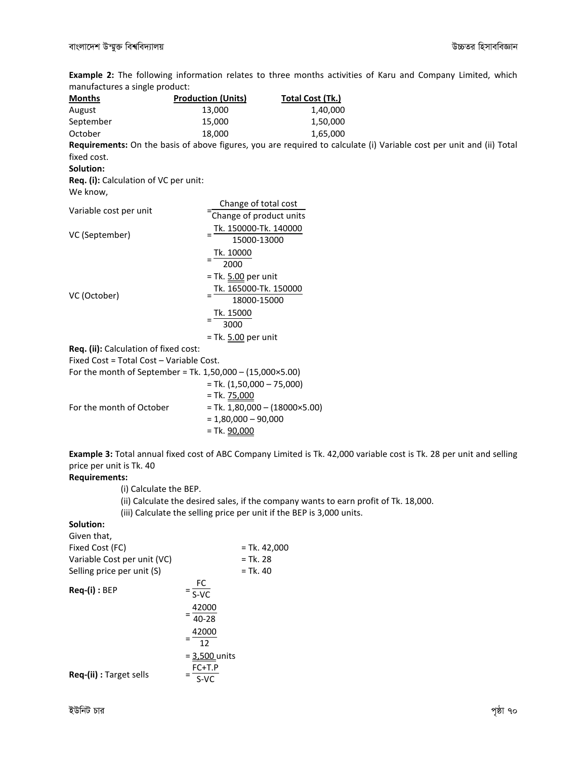**Example 2:** The following information relates to three months activities of Karu and Company Limited, which manufactures a single product:

| **Months** | **Production (Units)** | **Total Cost (Tk.)** |
|---|---|---|
| August | 13,000 | 1,40,000 |
| September | 15,000 | 1,50,000 |
| October | 18,000 | 1,65,000 |

**Requirements:** On the basis of above figures, you are required to calculate (i) Variable cost per unit and (ii) Total fixed cost.

**Solution:**

**Req. (i):** Calculation of VC per unit:

We know,

Variable cost per unit $= \dfrac{\text{Change of total cost}}{\text{Change of product units}}$

VC (September) $= \dfrac{\text{Tk. } 150000 - \text{Tk. } 140000}{15000-13000}$

$= \dfrac{\text{Tk. } 10000}{2000}$

= Tk. 5.00 per unit

VC (October) $= \dfrac{\text{Tk. } 165000 - \text{Tk. } 150000}{18000-15000}$

$= \dfrac{\text{Tk. } 15000}{3000}$

= Tk. 5.00 per unit

**Req. (ii):** Calculation of fixed cost:

Fixed Cost = Total Cost – Variable Cost.

For the month of September = Tk. 1,50,000 – (15,000×5.00)

= Tk. (1,50,000 – 75,000)

= Tk. 75,000

For the month of October = Tk. 1,80,000 – (18000×5.00)

= 1,80,000 – 90,000

= Tk. 90,000

**Example 3:** Total annual fixed cost of ABC Company Limited is Tk. 42,000 variable cost is Tk. 28 per unit and selling price per unit is Tk. 40

**Requirements:**

(i) Calculate the BEP.

(ii) Calculate the desired sales, if the company wants to earn profit of Tk. 18,000.

(iii) Calculate the selling price per unit if the BEP is 3,000 units.

**Solution:**

Given that,

Fixed Cost (FC) = Tk. 42,000

Variable Cost per unit (VC) = Tk. 28

Selling price per unit (S) = Tk. 40

**Req-(i) :** BEP $= \dfrac{FC}{S-VC}$

$= \dfrac{42000}{40-28}$

$= \dfrac{42000}{12}$

= 3,500 units

**Req-(ii) :** Target sells $= \dfrac{FC+T.P}{S-VC}$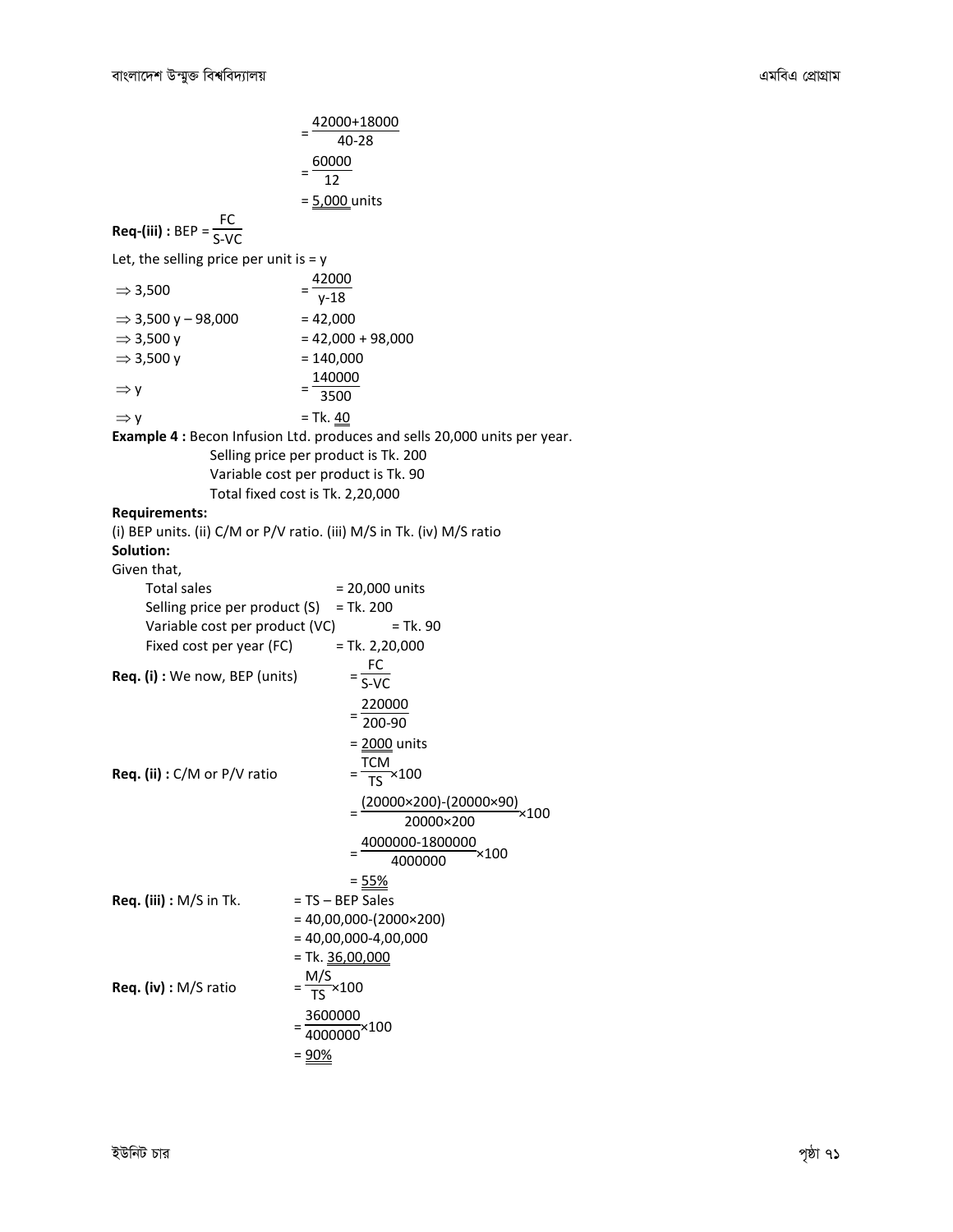$$= \frac{42000+18000}{40-28}$$

$$= \frac{60000}{12}$$

$$= \underline{5,000} \text{ units}$$

**Req-(iii) :** $BEP = \frac{FC}{S-VC}$

Let, the selling price per unit is = y

$$\Rightarrow 3,500 = \frac{42000}{y-18}$$

$$\Rightarrow 3,500\,y - 98,000 = 42,000$$

$$\Rightarrow 3,500\,y = 42,000 + 98,000$$

$$\Rightarrow 3,500\,y = 140,000$$

$$\Rightarrow y = \frac{140000}{3500}$$

$$\Rightarrow y = \text{Tk. } \underline{40}$$

**Example 4 :** Becon Infusion Ltd. produces and sells 20,000 units per year.
Selling price per product is Tk. 200
Variable cost per product is Tk. 90
Total fixed cost is Tk. 2,20,000

**Requirements:**

(i) BEP units. (ii) C/M or P/V ratio. (iii) M/S in Tk. (iv) M/S ratio

**Solution:**

Given that,

Total sales = 20,000 units
Selling price per product (S) = Tk. 200
Variable cost per product (VC) = Tk. 90
Fixed cost per year (FC) = Tk. 2,20,000

**Req. (i) :** We now, BEP (units)

$$= \frac{FC}{S-VC}$$

$$= \frac{220000}{200-90}$$

$$= \underline{2000} \text{ units}$$

**Req. (ii) :** C/M or P/V ratio

$$= \frac{TCM}{TS} \times 100$$

$$= \frac{(20000 \times 200)-(20000 \times 90)}{20000 \times 200} \times 100$$

$$= \frac{4000000-1800000}{4000000} \times 100$$

$$= \underline{55\%}$$

**Req. (iii) :** M/S in Tk.

$$= TS - \text{BEP Sales}$$

$$= 40,00,000-(2000 \times 200)$$

$$= 40,00,000-4,00,000$$

$$= \text{Tk. } \underline{36,00,000}$$

**Req. (iv) :** M/S ratio

$$= \frac{M/S}{TS} \times 100$$

$$= \frac{3600000}{4000000} \times 100$$

$$= \underline{90\%}$$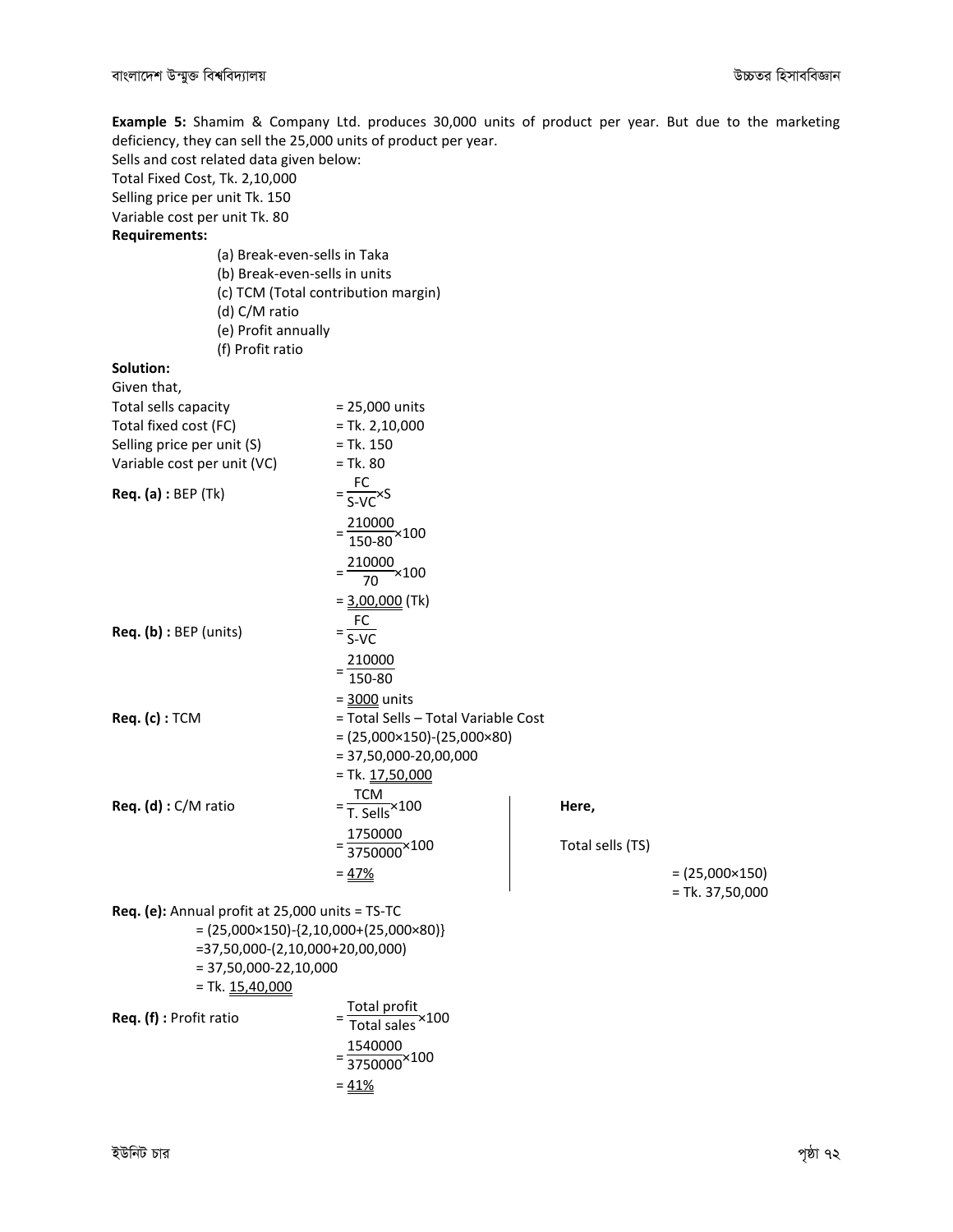**Example 5:** Shamim & Company Ltd. produces 30,000 units of product per year. But due to the marketing deficiency, they can sell the 25,000 units of product per year.

Sells and cost related data given below:

Total Fixed Cost, Tk. 2,10,000

Selling price per unit Tk. 150

Variable cost per unit Tk. 80

**Requirements:**

(a) Break-even-sells in Taka

(b) Break-even-sells in units

(c) TCM (Total contribution margin)

(d) C/M ratio

(e) Profit annually

(f) Profit ratio

**Solution:**

Given that,

Total sells capacity = 25,000 units

Total fixed cost (FC) = Tk. 2,10,000

Selling price per unit (S) = Tk. 150

Variable cost per unit (VC) = Tk. 80

**Req. (a) :** BEP (Tk)

$$= \frac{FC}{S-VC} \times S$$

$$= \frac{210000}{150-80} \times 100$$

$$= \frac{210000}{70} \times 100$$

$$= 3,00,000 \text{ (Tk)}$$

**Req. (b) :** BEP (units)

$$= \frac{FC}{S-VC}$$

$$= \frac{210000}{150-80}$$

$$= 3000 \text{ units}$$

**Req. (c) :** TCM

= Total Sells – Total Variable Cost

= (25,000×150)-(25,000×80)

= 37,50,000-20,00,000

= Tk. 17,50,000

**Req. (d) :** C/M ratio

$$= \frac{TCM}{T. Sells} \times 100$$

$$= \frac{1750000}{3750000} \times 100$$

$$= 47\%$$

**Here,**

Total sells (TS) = (25,000×150) = Tk. 37,50,000

**Req. (e):** Annual profit at 25,000 units = TS-TC

= (25,000×150)-{2,10,000+(25,000×80)}

=37,50,000-(2,10,000+20,00,000)

= 37,50,000-22,10,000

= Tk. 15,40,000

**Req. (f) :** Profit ratio

$$= \frac{\text{Total profit}}{\text{Total sales}} \times 100$$

$$= \frac{1540000}{3750000} \times 100$$

$$= 41\%$$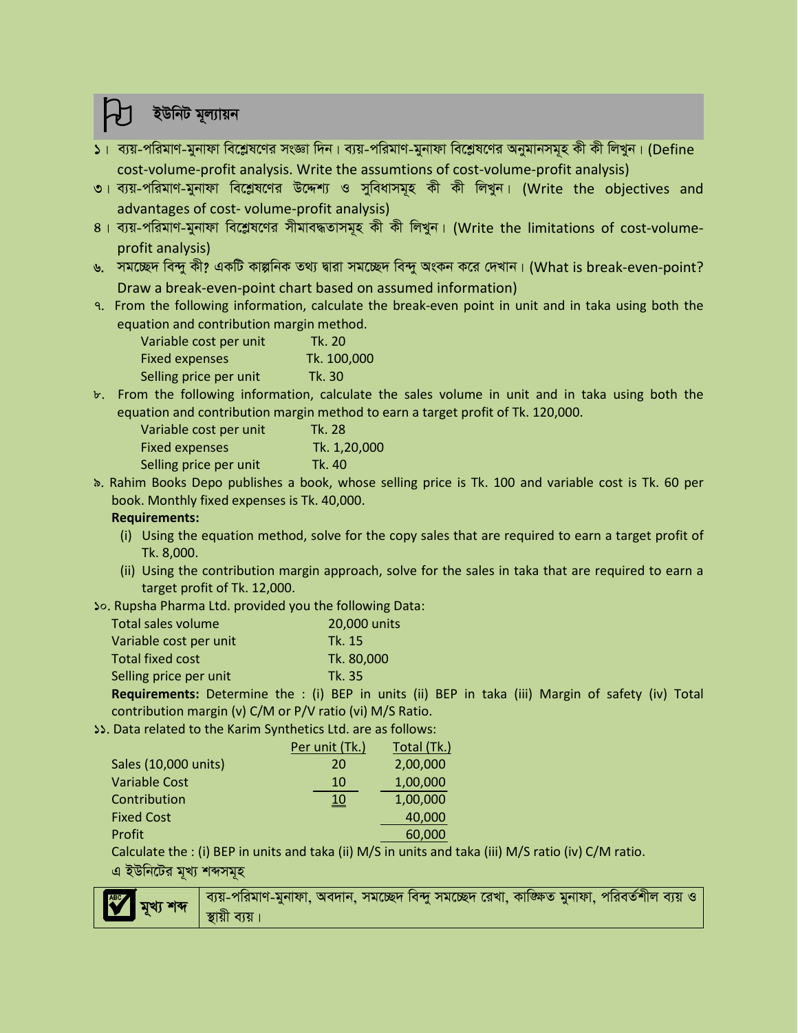## ইউনিট মূল্যায়ন

১। ব্যয়-পরিমাণ-মুনাফা বিশ্লেষণের সংজ্ঞা দিন। ব্যয়-পরিমাণ-মুনাফা বিশ্লেষণের অনুমানসমূহ কী কী লিখুন। (Define cost-volume-profit analysis. Write the assumtions of cost-volume-profit analysis)

৩। ব্যয়-পরিমাণ-মুনাফা বিশ্লেষণের উদ্দেশ্য ও সুবিধাসমূহ কী কী লিখুন। (Write the objectives and advantages of cost- volume-profit analysis)

৪। ব্যয়-পরিমাণ-মুনাফা বিশ্লেষণের সীমাবদ্ধতাসমূহ কী কী লিখুন। (Write the limitations of cost-volume-profit analysis)

৬. সমচ্ছেদ বিন্দু কী? একটি কাল্পনিক তথ্য দ্বারা সমচ্ছেদ বিন্দু অংকন করে দেখান। (What is break-even-point? Draw a break-even-point chart based on assumed information)

৭. From the following information, calculate the break-even point in unit and in taka using both the equation and contribution margin method.

| | |
|---|---|
| Variable cost per unit | Tk. 20 |
| Fixed expenses | Tk. 100,000 |
| Selling price per unit | Tk. 30 |

৮. From the following information, calculate the sales volume in unit and in taka using both the equation and contribution margin method to earn a target profit of Tk. 120,000.

| | |
|---|---|
| Variable cost per unit | Tk. 28 |
| Fixed expenses | Tk. 1,20,000 |
| Selling price per unit | Tk. 40 |

৯. Rahim Books Depo publishes a book, whose selling price is Tk. 100 and variable cost is Tk. 60 per book. Monthly fixed expenses is Tk. 40,000.

**Requirements:**

(i) Using the equation method, solve for the copy sales that are required to earn a target profit of Tk. 8,000.

(ii) Using the contribution margin approach, solve for the sales in taka that are required to earn a target profit of Tk. 12,000.

১০. Rupsha Pharma Ltd. provided you the following Data:

| | |
|---|---|
| Total sales volume | 20,000 units |
| Variable cost per unit | Tk. 15 |
| Total fixed cost | Tk. 80,000 |
| Selling price per unit | Tk. 35 |

**Requirements:** Determine the : (i) BEP in units (ii) BEP in taka (iii) Margin of safety (iv) Total contribution margin (v) C/M or P/V ratio (vi) M/S Ratio.

১১. Data related to the Karim Synthetics Ltd. are as follows:

| | Per unit (Tk.) | Total (Tk.) |
|---|---|---|
| Sales (10,000 units) | 20 | 2,00,000 |
| Variable Cost | 10 | 1,00,000 |
| Contribution | 10 | 1,00,000 |
| Fixed Cost | | 40,000 |
| Profit | | 60,000 |

Calculate the : (i) BEP in units and taka (ii) M/S in units and taka (iii) M/S ratio (iv) C/M ratio.

এ ইউনিটের মূখ্য শব্দসমূহ

| | |
|---|---|
| মূখ্য শব্দ | ব্যয়-পরিমাণ-মুনাফা, অবদান, সমচ্ছেদ বিন্দু সমচ্ছেদ রেখা, কাঙ্ক্ষিত মুনাফা, পরিবর্তনশীল ব্যয় ও স্থায়ী ব্যয়। |